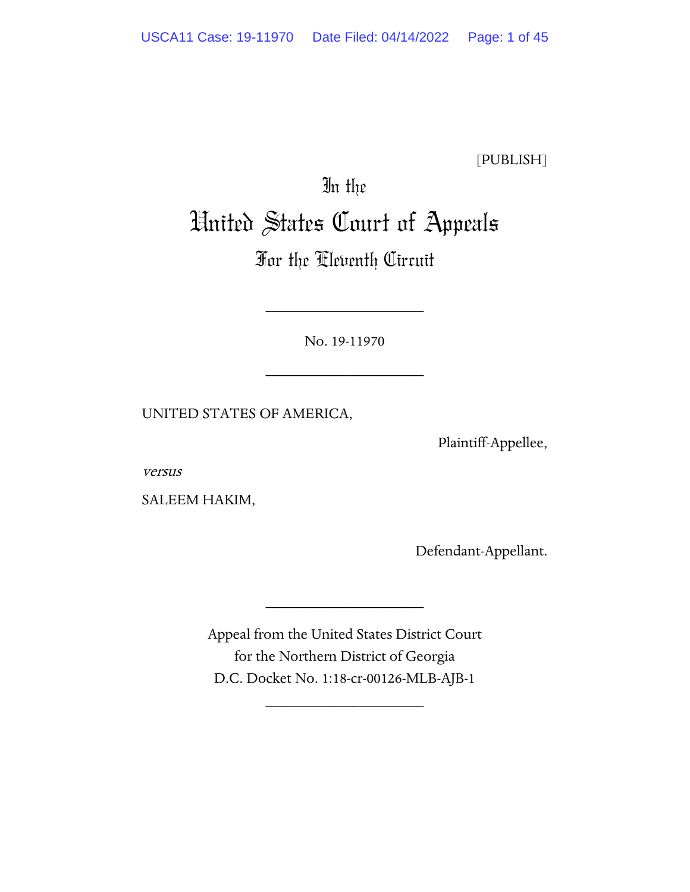[PUBLISH]

In the

# United States Court of Appeals

## For the Eleventh Circuit

____________________

No. 19-11970

____________________

UNITED STATES OF AMERICA,

Plaintiff-Appellee,

*versus*

SALEEM HAKIM,

Defendant-Appellant.

____________________

Appeal from the United States District Court
for the Northern District of Georgia
D.C. Docket No. 1:18-cr-00126-MLB-AJB-1

____________________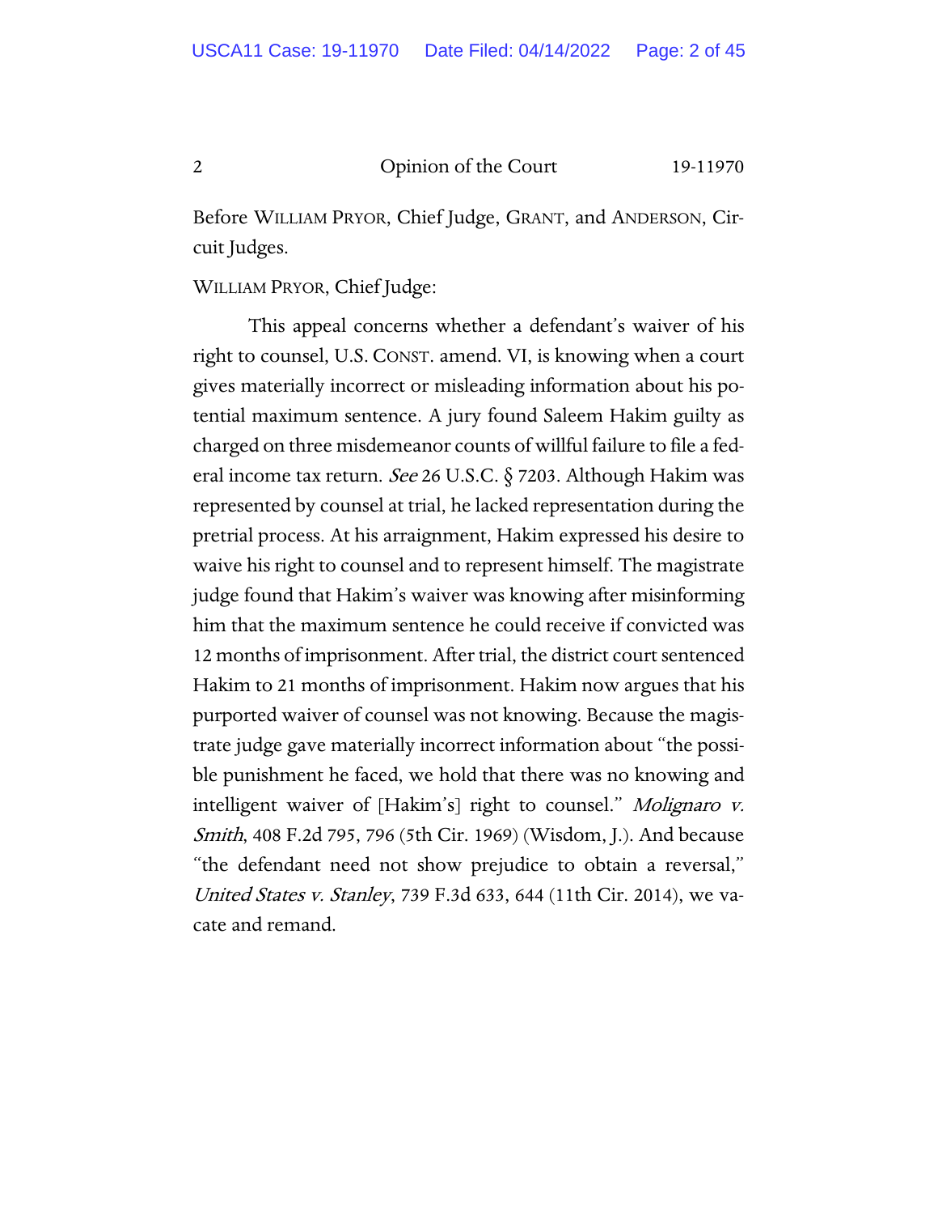Before WILLIAM PRYOR, Chief Judge, GRANT, and ANDERSON, Circuit Judges.

WILLIAM PRYOR, Chief Judge:

This appeal concerns whether a defendant's waiver of his right to counsel, U.S. CONST. amend. VI, is knowing when a court gives materially incorrect or misleading information about his potential maximum sentence. A jury found Saleem Hakim guilty as charged on three misdemeanor counts of willful failure to file a federal income tax return. *See* 26 U.S.C. § 7203. Although Hakim was represented by counsel at trial, he lacked representation during the pretrial process. At his arraignment, Hakim expressed his desire to waive his right to counsel and to represent himself. The magistrate judge found that Hakim's waiver was knowing after misinforming him that the maximum sentence he could receive if convicted was 12 months of imprisonment. After trial, the district court sentenced Hakim to 21 months of imprisonment. Hakim now argues that his purported waiver of counsel was not knowing. Because the magistrate judge gave materially incorrect information about "the possible punishment he faced, we hold that there was no knowing and intelligent waiver of [Hakim's] right to counsel." *Molignaro v. Smith*, 408 F.2d 795, 796 (5th Cir. 1969) (Wisdom, J.). And because "the defendant need not show prejudice to obtain a reversal," *United States v. Stanley*, 739 F.3d 633, 644 (11th Cir. 2014), we vacate and remand.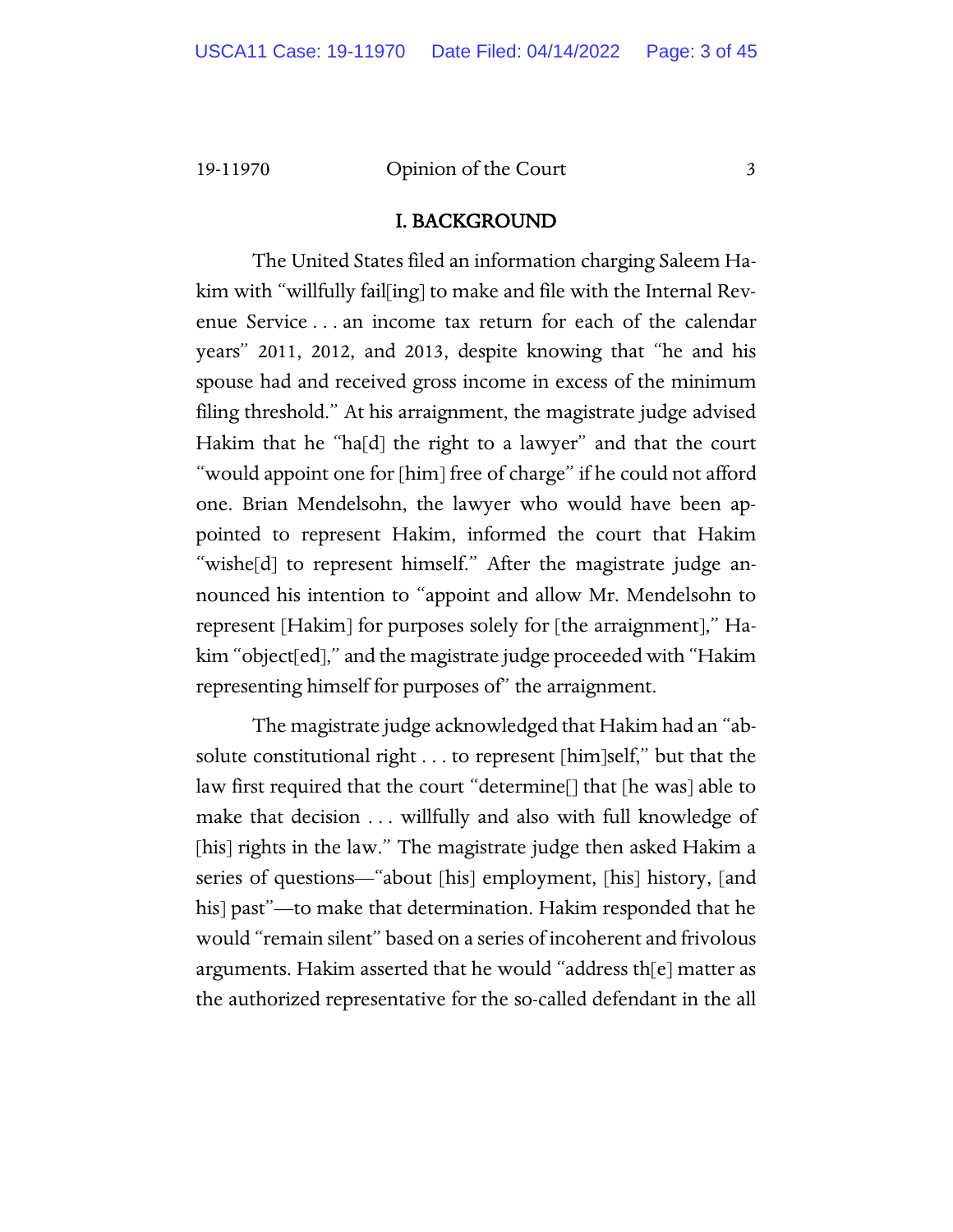## I. BACKGROUND

The United States filed an information charging Saleem Hakim with "willfully fail[ing] to make and file with the Internal Revenue Service . . . an income tax return for each of the calendar years" 2011, 2012, and 2013, despite knowing that "he and his spouse had and received gross income in excess of the minimum filing threshold." At his arraignment, the magistrate judge advised Hakim that he "ha[d] the right to a lawyer" and that the court "would appoint one for [him] free of charge" if he could not afford one. Brian Mendelsohn, the lawyer who would have been appointed to represent Hakim, informed the court that Hakim "wishe[d] to represent himself." After the magistrate judge announced his intention to "appoint and allow Mr. Mendelsohn to represent [Hakim] for purposes solely for [the arraignment]," Hakim "object[ed]," and the magistrate judge proceeded with "Hakim representing himself for purposes of" the arraignment.

The magistrate judge acknowledged that Hakim had an "absolute constitutional right . . . to represent [him]self," but that the law first required that the court "determine[] that [he was] able to make that decision . . . willfully and also with full knowledge of [his] rights in the law." The magistrate judge then asked Hakim a series of questions—"about [his] employment, [his] history, [and his] past"—to make that determination. Hakim responded that he would "remain silent" based on a series of incoherent and frivolous arguments. Hakim asserted that he would "address th[e] matter as the authorized representative for the so-called defendant in the all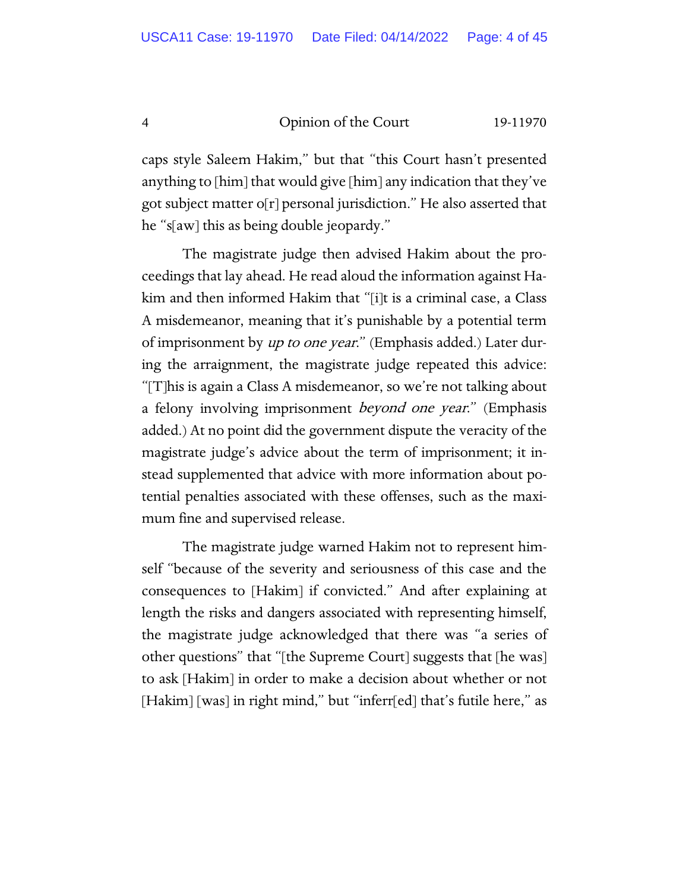caps style Saleem Hakim," but that "this Court hasn't presented anything to [him] that would give [him] any indication that they've got subject matter o[r] personal jurisdiction." He also asserted that he "s[aw] this as being double jeopardy."

The magistrate judge then advised Hakim about the proceedings that lay ahead. He read aloud the information against Hakim and then informed Hakim that "[i]t is a criminal case, a Class A misdemeanor, meaning that it's punishable by a potential term of imprisonment by *up to one year*." (Emphasis added.) Later during the arraignment, the magistrate judge repeated this advice: "[T]his is again a Class A misdemeanor, so we're not talking about a felony involving imprisonment *beyond one year*." (Emphasis added.) At no point did the government dispute the veracity of the magistrate judge's advice about the term of imprisonment; it instead supplemented that advice with more information about potential penalties associated with these offenses, such as the maximum fine and supervised release.

The magistrate judge warned Hakim not to represent himself "because of the severity and seriousness of this case and the consequences to [Hakim] if convicted." And after explaining at length the risks and dangers associated with representing himself, the magistrate judge acknowledged that there was "a series of other questions" that "[the Supreme Court] suggests that [he was] to ask [Hakim] in order to make a decision about whether or not [Hakim] [was] in right mind," but "inferr[ed] that's futile here," as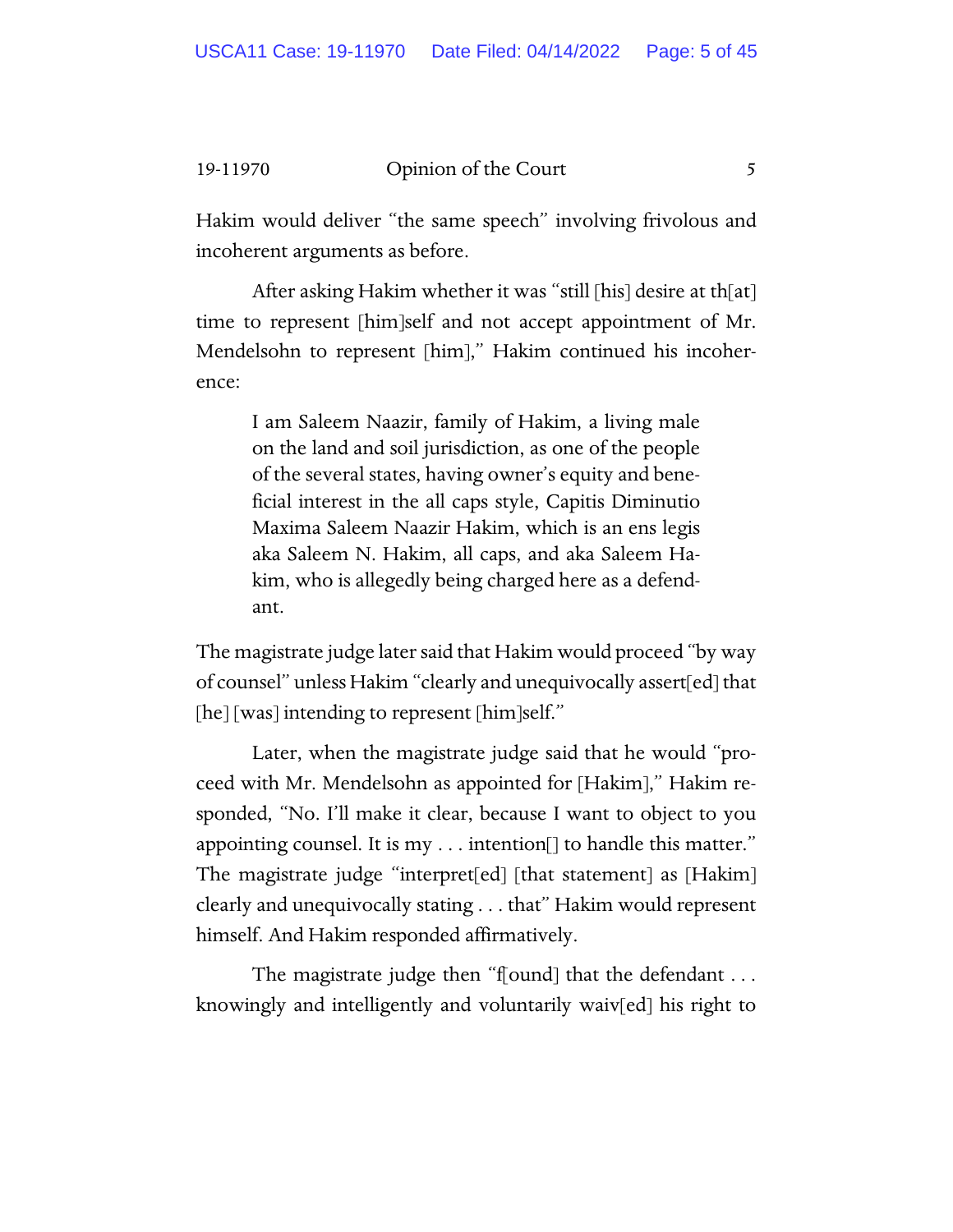Hakim would deliver "the same speech" involving frivolous and incoherent arguments as before.

After asking Hakim whether it was "still [his] desire at th[at] time to represent [him]self and not accept appointment of Mr. Mendelsohn to represent [him]," Hakim continued his incoherence:

> I am Saleem Naazir, family of Hakim, a living male on the land and soil jurisdiction, as one of the people of the several states, having owner's equity and beneficial interest in the all caps style, Capitis Diminutio Maxima Saleem Naazir Hakim, which is an ens legis aka Saleem N. Hakim, all caps, and aka Saleem Hakim, who is allegedly being charged here as a defendant.

The magistrate judge later said that Hakim would proceed "by way of counsel" unless Hakim "clearly and unequivocally assert[ed] that [he] [was] intending to represent [him]self."

Later, when the magistrate judge said that he would "proceed with Mr. Mendelsohn as appointed for [Hakim]," Hakim responded, "No. I'll make it clear, because I want to object to you appointing counsel. It is my . . . intention[] to handle this matter." The magistrate judge "interpret[ed] [that statement] as [Hakim] clearly and unequivocally stating . . . that" Hakim would represent himself. And Hakim responded affirmatively.

The magistrate judge then "f[ound] that the defendant . . . knowingly and intelligently and voluntarily waiv[ed] his right to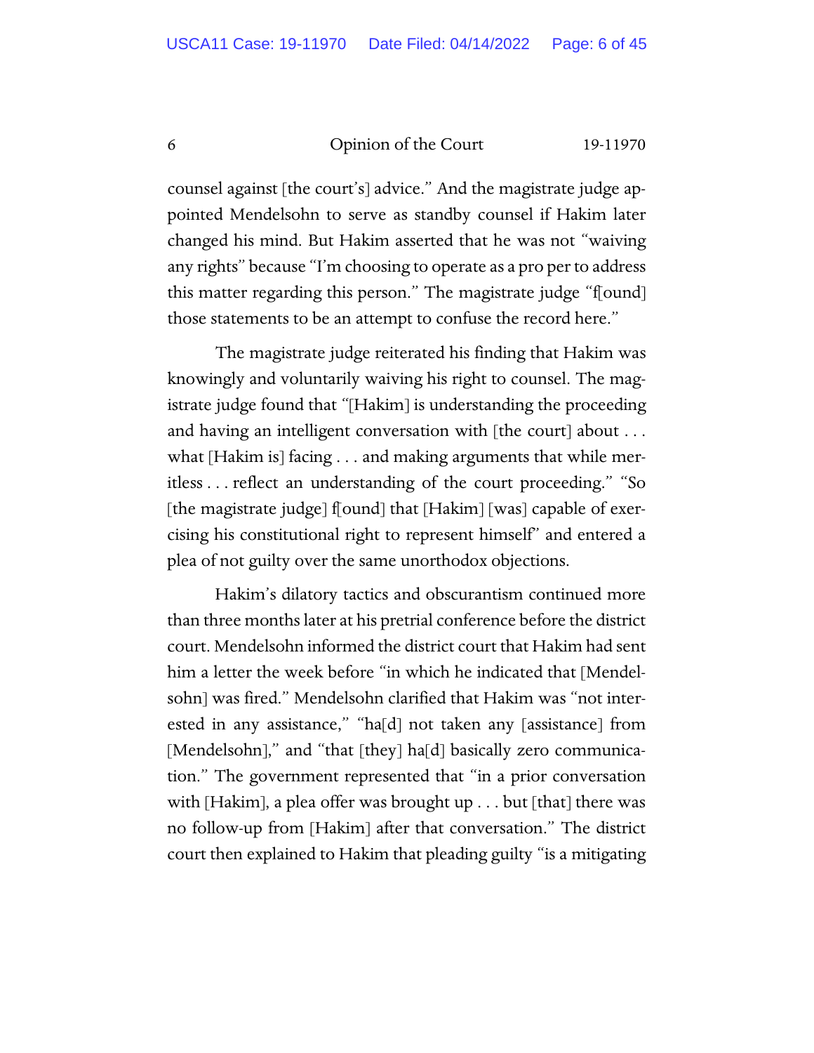counsel against [the court's] advice." And the magistrate judge appointed Mendelsohn to serve as standby counsel if Hakim later changed his mind. But Hakim asserted that he was not "waiving any rights" because "I'm choosing to operate as a pro per to address this matter regarding this person." The magistrate judge "f[ound] those statements to be an attempt to confuse the record here."

The magistrate judge reiterated his finding that Hakim was knowingly and voluntarily waiving his right to counsel. The magistrate judge found that "[Hakim] is understanding the proceeding and having an intelligent conversation with [the court] about . . . what [Hakim is] facing . . . and making arguments that while meritless . . . reflect an understanding of the court proceeding." "So [the magistrate judge] f[ound] that [Hakim] [was] capable of exercising his constitutional right to represent himself" and entered a plea of not guilty over the same unorthodox objections.

Hakim's dilatory tactics and obscurantism continued more than three months later at his pretrial conference before the district court. Mendelsohn informed the district court that Hakim had sent him a letter the week before "in which he indicated that [Mendelsohn] was fired." Mendelsohn clarified that Hakim was "not interested in any assistance," "ha[d] not taken any [assistance] from [Mendelsohn]," and "that [they] ha[d] basically zero communication." The government represented that "in a prior conversation with [Hakim], a plea offer was brought up . . . but [that] there was no follow-up from [Hakim] after that conversation." The district court then explained to Hakim that pleading guilty "is a mitigating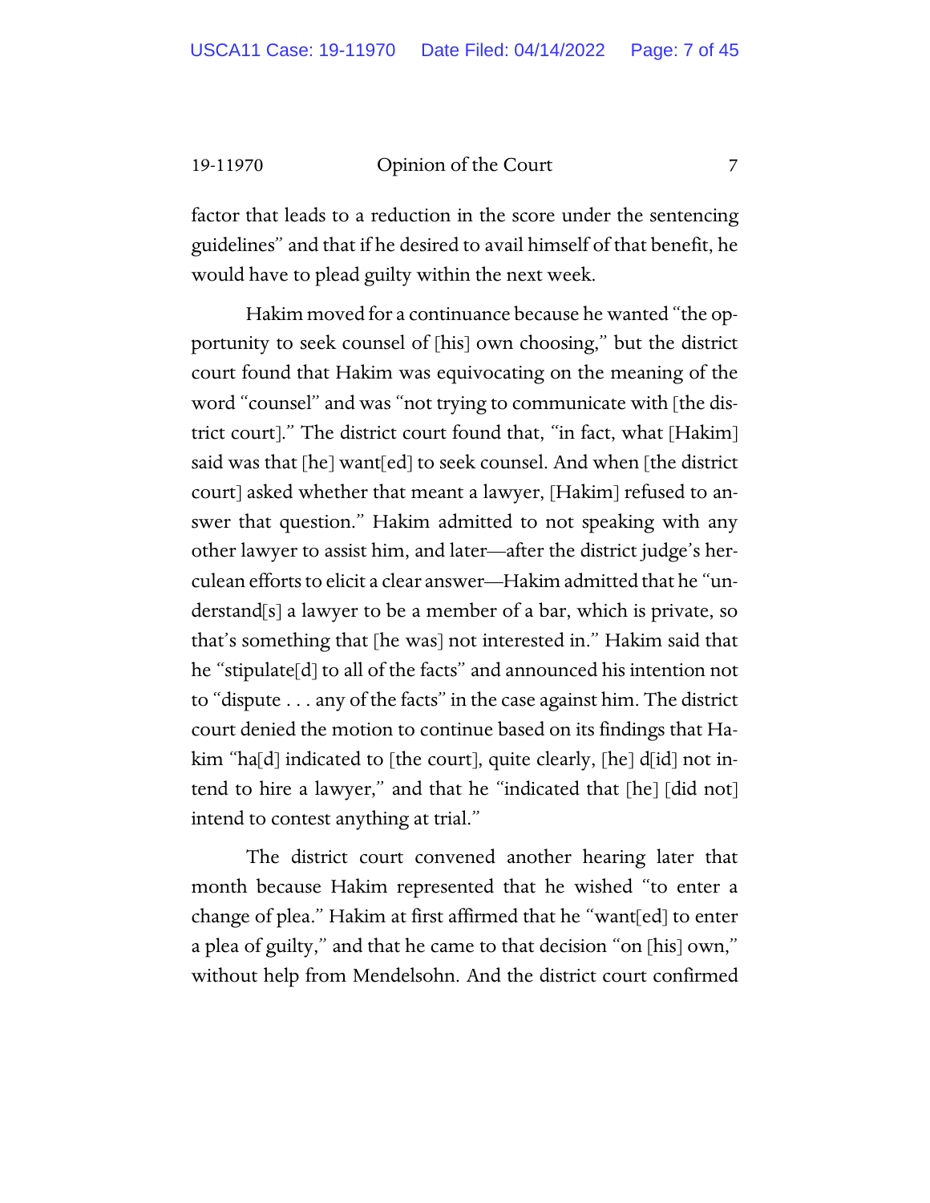factor that leads to a reduction in the score under the sentencing guidelines" and that if he desired to avail himself of that benefit, he would have to plead guilty within the next week.

Hakim moved for a continuance because he wanted "the opportunity to seek counsel of [his] own choosing," but the district court found that Hakim was equivocating on the meaning of the word "counsel" and was "not trying to communicate with [the district court]." The district court found that, "in fact, what [Hakim] said was that [he] want[ed] to seek counsel. And when [the district court] asked whether that meant a lawyer, [Hakim] refused to answer that question." Hakim admitted to not speaking with any other lawyer to assist him, and later—after the district judge's herculean efforts to elicit a clear answer—Hakim admitted that he "understand[s] a lawyer to be a member of a bar, which is private, so that's something that [he was] not interested in." Hakim said that he "stipulate[d] to all of the facts" and announced his intention not to "dispute . . . any of the facts" in the case against him. The district court denied the motion to continue based on its findings that Hakim "ha[d] indicated to [the court], quite clearly, [he] d[id] not intend to hire a lawyer," and that he "indicated that [he] [did not] intend to contest anything at trial."

The district court convened another hearing later that month because Hakim represented that he wished "to enter a change of plea." Hakim at first affirmed that he "want[ed] to enter a plea of guilty," and that he came to that decision "on [his] own," without help from Mendelsohn. And the district court confirmed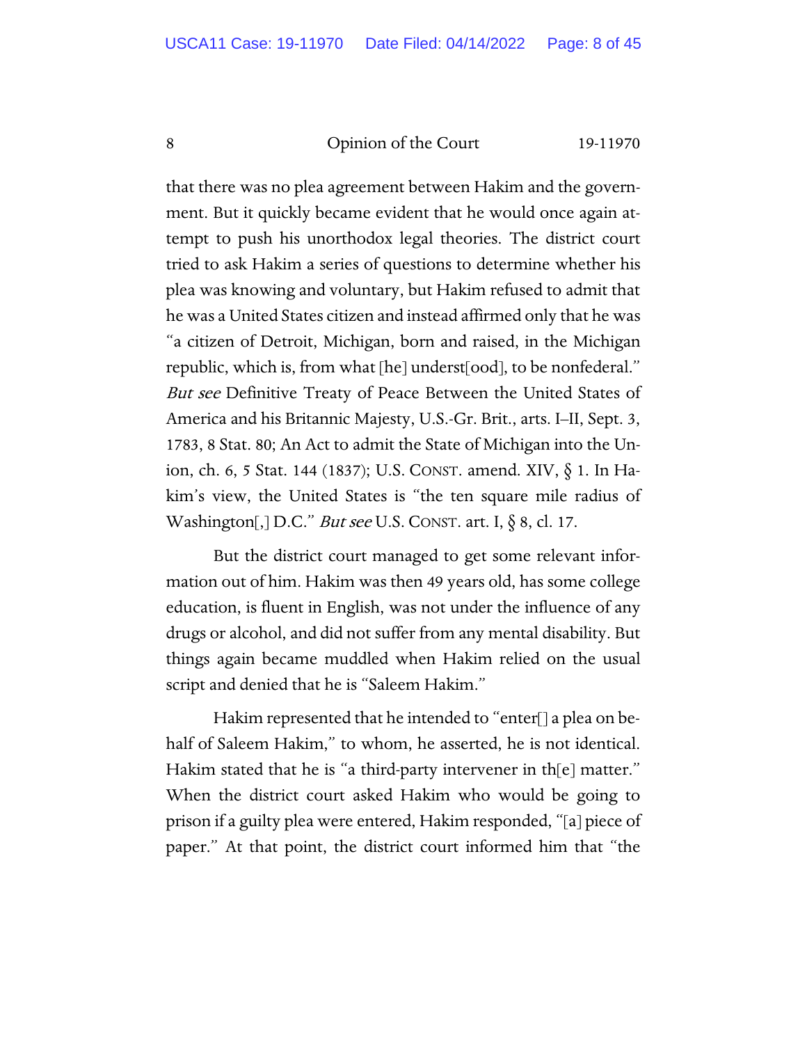that there was no plea agreement between Hakim and the government. But it quickly became evident that he would once again attempt to push his unorthodox legal theories. The district court tried to ask Hakim a series of questions to determine whether his plea was knowing and voluntary, but Hakim refused to admit that he was a United States citizen and instead affirmed only that he was "a citizen of Detroit, Michigan, born and raised, in the Michigan republic, which is, from what [he] underst[ood], to be nonfederal." *But see* Definitive Treaty of Peace Between the United States of America and his Britannic Majesty, U.S.-Gr. Brit., arts. I–II, Sept. 3, 1783, 8 Stat. 80; An Act to admit the State of Michigan into the Union, ch. 6, 5 Stat. 144 (1837); U.S. CONST. amend. XIV, § 1. In Hakim's view, the United States is "the ten square mile radius of Washington[,] D.C." *But see* U.S. CONST. art. I, § 8, cl. 17.

But the district court managed to get some relevant information out of him. Hakim was then 49 years old, has some college education, is fluent in English, was not under the influence of any drugs or alcohol, and did not suffer from any mental disability. But things again became muddled when Hakim relied on the usual script and denied that he is "Saleem Hakim."

Hakim represented that he intended to "enter[] a plea on behalf of Saleem Hakim," to whom, he asserted, he is not identical. Hakim stated that he is "a third-party intervener in th[e] matter." When the district court asked Hakim who would be going to prison if a guilty plea were entered, Hakim responded, "[a] piece of paper." At that point, the district court informed him that "the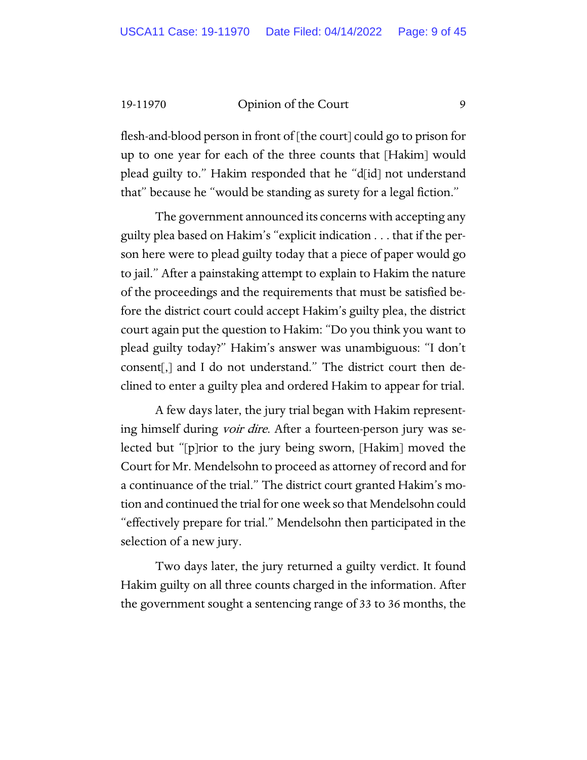flesh-and-blood person in front of [the court] could go to prison for up to one year for each of the three counts that [Hakim] would plead guilty to." Hakim responded that he "d[id] not understand that" because he "would be standing as surety for a legal fiction."

The government announced its concerns with accepting any guilty plea based on Hakim's "explicit indication . . . that if the person here were to plead guilty today that a piece of paper would go to jail." After a painstaking attempt to explain to Hakim the nature of the proceedings and the requirements that must be satisfied before the district court could accept Hakim's guilty plea, the district court again put the question to Hakim: "Do you think you want to plead guilty today?" Hakim's answer was unambiguous: "I don't consent[,] and I do not understand." The district court then declined to enter a guilty plea and ordered Hakim to appear for trial.

A few days later, the jury trial began with Hakim representing himself during *voir dire*. After a fourteen-person jury was selected but "[p]rior to the jury being sworn, [Hakim] moved the Court for Mr. Mendelsohn to proceed as attorney of record and for a continuance of the trial." The district court granted Hakim's motion and continued the trial for one week so that Mendelsohn could "effectively prepare for trial." Mendelsohn then participated in the selection of a new jury.

Two days later, the jury returned a guilty verdict. It found Hakim guilty on all three counts charged in the information. After the government sought a sentencing range of 33 to 36 months, the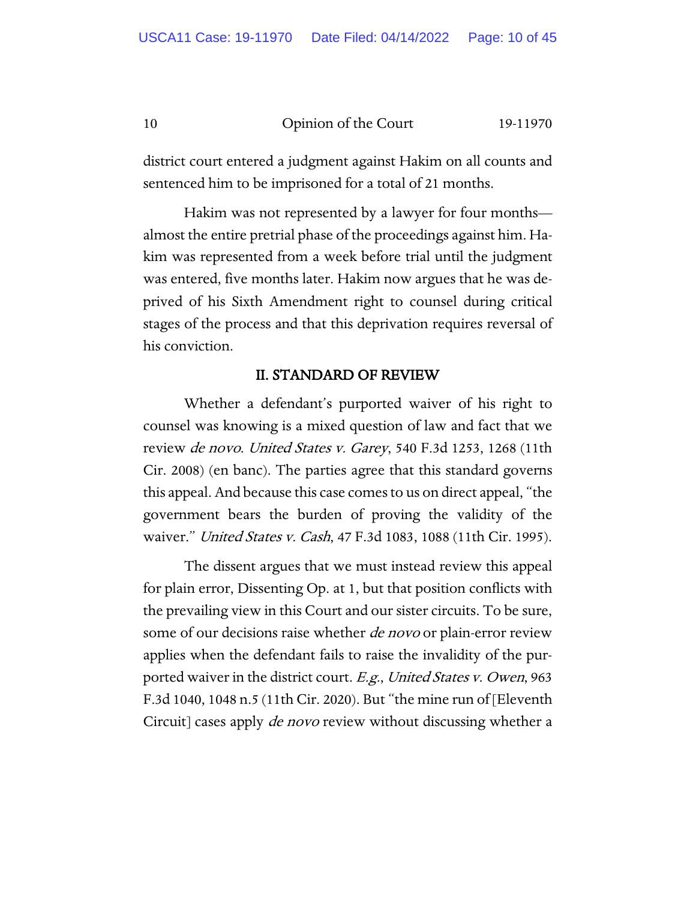district court entered a judgment against Hakim on all counts and sentenced him to be imprisoned for a total of 21 months.

Hakim was not represented by a lawyer for four months—almost the entire pretrial phase of the proceedings against him. Hakim was represented from a week before trial until the judgment was entered, five months later. Hakim now argues that he was deprived of his Sixth Amendment right to counsel during critical stages of the process and that this deprivation requires reversal of his conviction.

## II. STANDARD OF REVIEW

Whether a defendant's purported waiver of his right to counsel was knowing is a mixed question of law and fact that we review *de novo*. *United States v. Garey*, 540 F.3d 1253, 1268 (11th Cir. 2008) (en banc). The parties agree that this standard governs this appeal. And because this case comes to us on direct appeal, "the government bears the burden of proving the validity of the waiver." *United States v. Cash*, 47 F.3d 1083, 1088 (11th Cir. 1995).

The dissent argues that we must instead review this appeal for plain error, Dissenting Op. at 1, but that position conflicts with the prevailing view in this Court and our sister circuits. To be sure, some of our decisions raise whether *de novo* or plain-error review applies when the defendant fails to raise the invalidity of the purported waiver in the district court. *E.g.*, *United States v. Owen*, 963 F.3d 1040, 1048 n.5 (11th Cir. 2020). But "the mine run of [Eleventh Circuit] cases apply *de novo* review without discussing whether a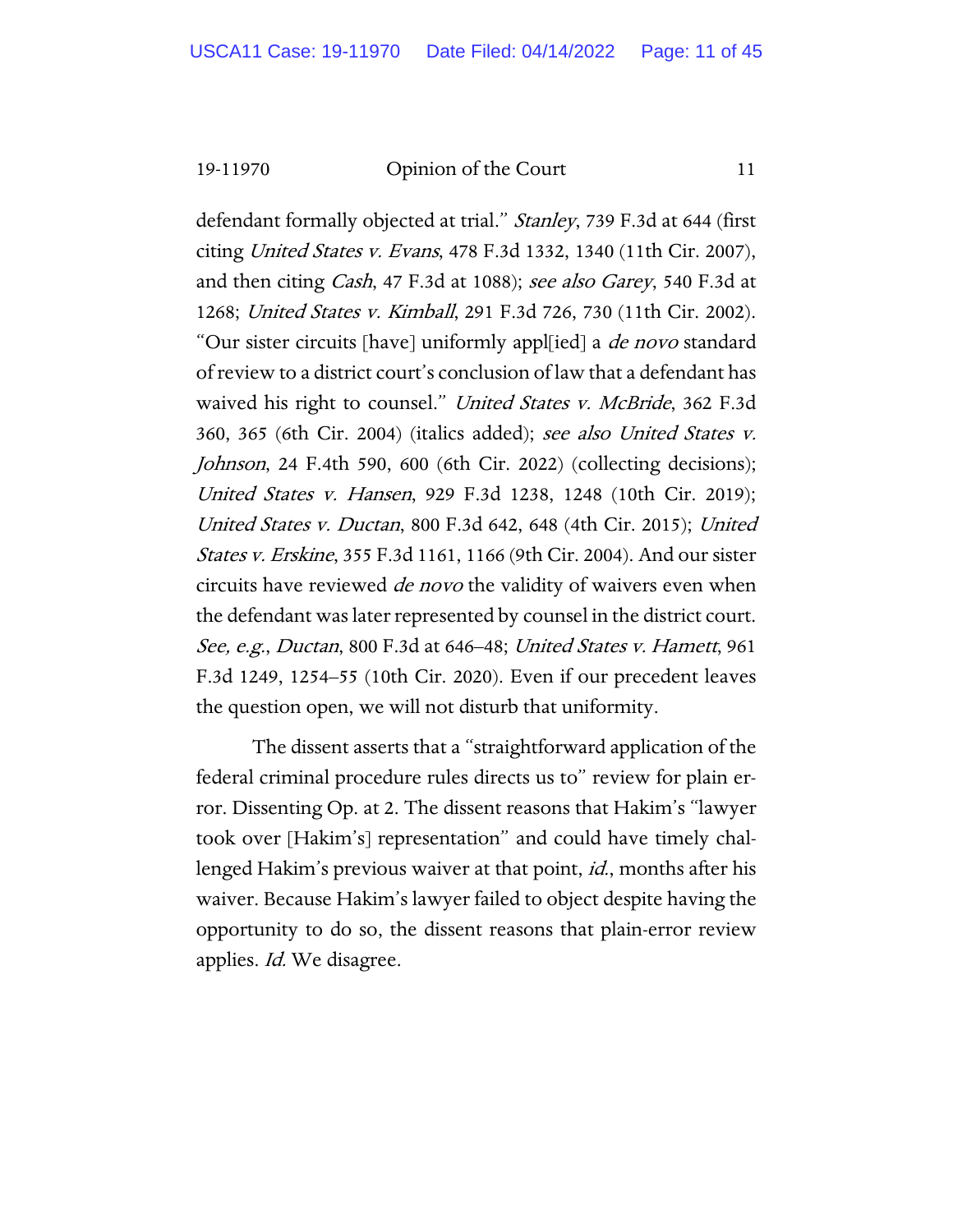defendant formally objected at trial." *Stanley*, 739 F.3d at 644 (first citing *United States v. Evans*, 478 F.3d 1332, 1340 (11th Cir. 2007), and then citing *Cash*, 47 F.3d at 1088); *see also Garey*, 540 F.3d at 1268; *United States v. Kimball*, 291 F.3d 726, 730 (11th Cir. 2002). "Our sister circuits [have] uniformly appl[ied] a *de novo* standard of review to a district court's conclusion of law that a defendant has waived his right to counsel." *United States v. McBride*, 362 F.3d 360, 365 (6th Cir. 2004) (italics added); *see also United States v. Johnson*, 24 F.4th 590, 600 (6th Cir. 2022) (collecting decisions); *United States v. Hansen*, 929 F.3d 1238, 1248 (10th Cir. 2019); *United States v. Ductan*, 800 F.3d 642, 648 (4th Cir. 2015); *United States v. Erskine*, 355 F.3d 1161, 1166 (9th Cir. 2004). And our sister circuits have reviewed *de novo* the validity of waivers even when the defendant was later represented by counsel in the district court. *See, e.g.*, *Ductan*, 800 F.3d at 646–48; *United States v. Hamett*, 961 F.3d 1249, 1254–55 (10th Cir. 2020). Even if our precedent leaves the question open, we will not disturb that uniformity.

The dissent asserts that a "straightforward application of the federal criminal procedure rules directs us to" review for plain error. Dissenting Op. at 2. The dissent reasons that Hakim's "lawyer took over [Hakim's] representation" and could have timely challenged Hakim's previous waiver at that point, *id.*, months after his waiver. Because Hakim's lawyer failed to object despite having the opportunity to do so, the dissent reasons that plain-error review applies. *Id.* We disagree.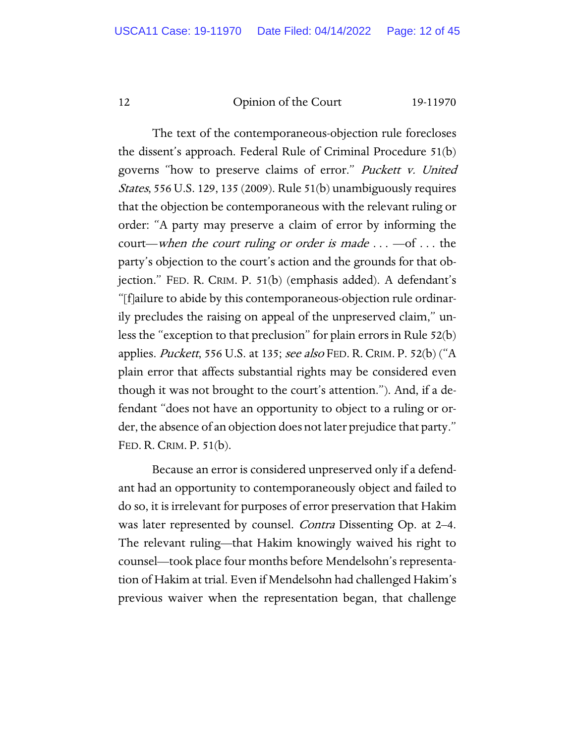The text of the contemporaneous-objection rule forecloses the dissent's approach. Federal Rule of Criminal Procedure 51(b) governs "how to preserve claims of error." *Puckett v. United States*, 556 U.S. 129, 135 (2009). Rule 51(b) unambiguously requires that the objection be contemporaneous with the relevant ruling or order: "A party may preserve a claim of error by informing the court—*when the court ruling or order is made* . . . —of . . . the party's objection to the court's action and the grounds for that objection." FED. R. CRIM. P. 51(b) (emphasis added). A defendant's "[f]ailure to abide by this contemporaneous-objection rule ordinarily precludes the raising on appeal of the unpreserved claim," unless the "exception to that preclusion" for plain errors in Rule 52(b) applies. *Puckett*, 556 U.S. at 135; *see also* FED. R. CRIM. P. 52(b) ("A plain error that affects substantial rights may be considered even though it was not brought to the court's attention."). And, if a defendant "does not have an opportunity to object to a ruling or order, the absence of an objection does not later prejudice that party." FED. R. CRIM. P. 51(b).

Because an error is considered unpreserved only if a defendant had an opportunity to contemporaneously object and failed to do so, it is irrelevant for purposes of error preservation that Hakim was later represented by counsel. *Contra* Dissenting Op. at 2–4. The relevant ruling—that Hakim knowingly waived his right to counsel—took place four months before Mendelsohn's representation of Hakim at trial. Even if Mendelsohn had challenged Hakim's previous waiver when the representation began, that challenge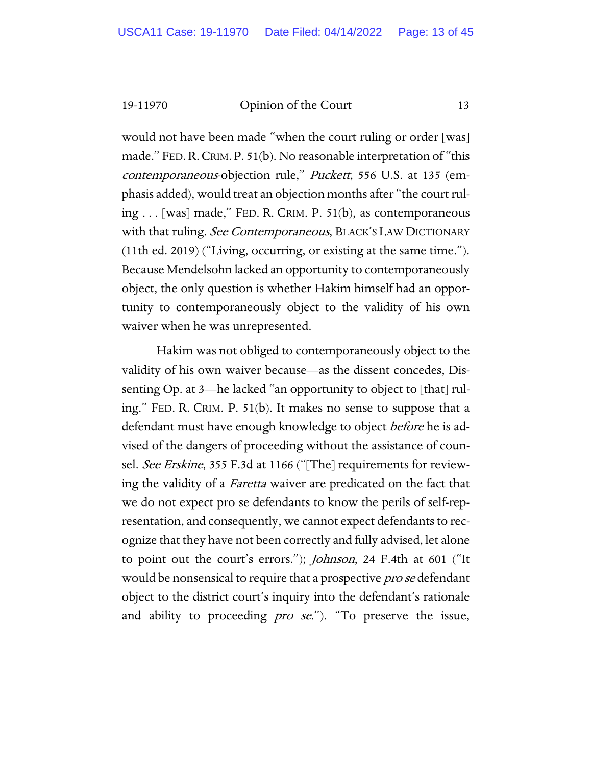would not have been made "when the court ruling or order [was] made." FED. R. CRIM. P. 51(b). No reasonable interpretation of "this *contemporaneous*-objection rule," *Puckett*, 556 U.S. at 135 (emphasis added), would treat an objection months after "the court ruling . . . [was] made," FED. R. CRIM. P. 51(b), as contemporaneous with that ruling. *See Contemporaneous*, BLACK'S LAW DICTIONARY (11th ed. 2019) ("Living, occurring, or existing at the same time."). Because Mendelsohn lacked an opportunity to contemporaneously object, the only question is whether Hakim himself had an opportunity to contemporaneously object to the validity of his own waiver when he was unrepresented.

Hakim was not obliged to contemporaneously object to the validity of his own waiver because—as the dissent concedes, Dissenting Op. at 3—he lacked "an opportunity to object to [that] ruling." FED. R. CRIM. P. 51(b). It makes no sense to suppose that a defendant must have enough knowledge to object *before* he is advised of the dangers of proceeding without the assistance of counsel. *See Erskine*, 355 F.3d at 1166 ("[The] requirements for reviewing the validity of a *Faretta* waiver are predicated on the fact that we do not expect pro se defendants to know the perils of self-representation, and consequently, we cannot expect defendants to recognize that they have not been correctly and fully advised, let alone to point out the court's errors."); *Johnson*, 24 F.4th at 601 ("It would be nonsensical to require that a prospective *pro se* defendant object to the district court's inquiry into the defendant's rationale and ability to proceeding *pro se*."). "To preserve the issue,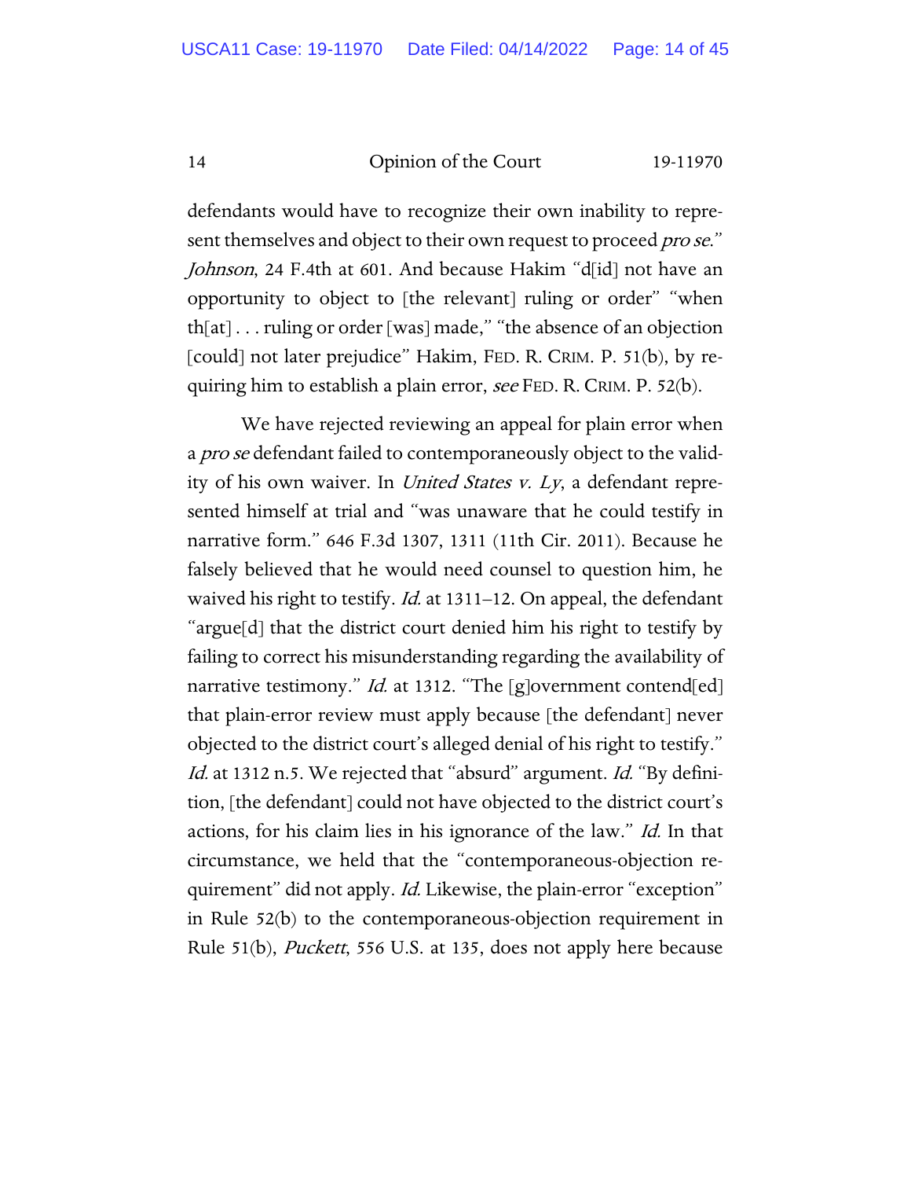defendants would have to recognize their own inability to represent themselves and object to their own request to proceed *pro se*." *Johnson*, 24 F.4th at 601. And because Hakim "d[id] not have an opportunity to object to [the relevant] ruling or order" "when th[at] . . . ruling or order [was] made," "the absence of an objection [could] not later prejudice" Hakim, FED. R. CRIM. P. 51(b), by requiring him to establish a plain error, *see* FED. R. CRIM. P. 52(b).

We have rejected reviewing an appeal for plain error when a *pro se* defendant failed to contemporaneously object to the validity of his own waiver. In *United States v. Ly*, a defendant represented himself at trial and "was unaware that he could testify in narrative form." 646 F.3d 1307, 1311 (11th Cir. 2011). Because he falsely believed that he would need counsel to question him, he waived his right to testify. *Id.* at 1311–12. On appeal, the defendant "argue[d] that the district court denied him his right to testify by failing to correct his misunderstanding regarding the availability of narrative testimony." *Id.* at 1312. "The [g]overnment contend[ed] that plain-error review must apply because [the defendant] never objected to the district court's alleged denial of his right to testify." *Id.* at 1312 n.5. We rejected that "absurd" argument. *Id.* "By definition, [the defendant] could not have objected to the district court's actions, for his claim lies in his ignorance of the law." *Id.* In that circumstance, we held that the "contemporaneous-objection requirement" did not apply. *Id.* Likewise, the plain-error "exception" in Rule 52(b) to the contemporaneous-objection requirement in Rule 51(b), *Puckett*, 556 U.S. at 135, does not apply here because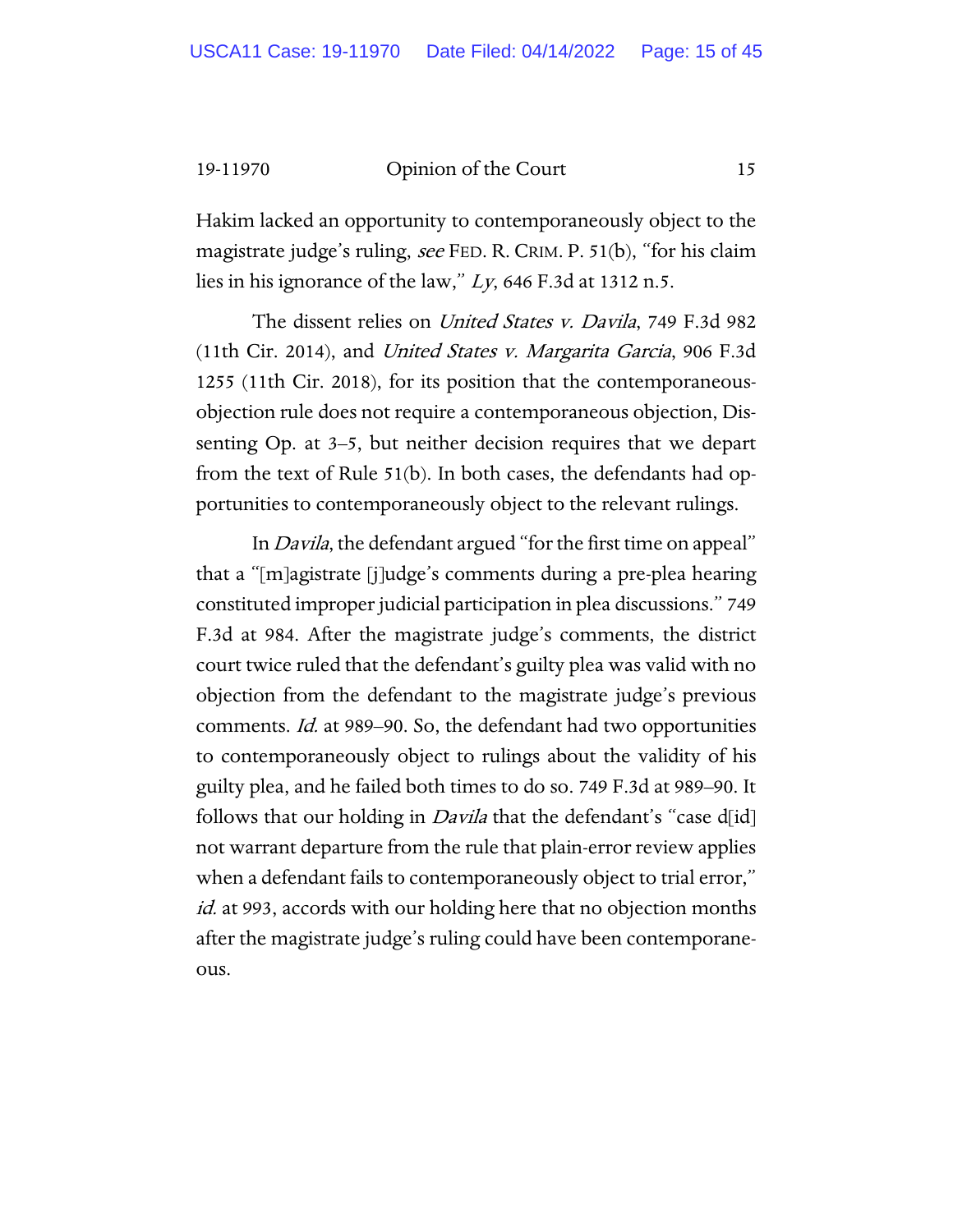Hakim lacked an opportunity to contemporaneously object to the magistrate judge's ruling, *see* FED. R. CRIM. P. 51(b), "for his claim lies in his ignorance of the law," *Ly*, 646 F.3d at 1312 n.5.

The dissent relies on *United States v. Davila*, 749 F.3d 982 (11th Cir. 2014), and *United States v. Margarita Garcia*, 906 F.3d 1255 (11th Cir. 2018), for its position that the contemporaneous-objection rule does not require a contemporaneous objection, Dissenting Op. at 3–5, but neither decision requires that we depart from the text of Rule 51(b). In both cases, the defendants had opportunities to contemporaneously object to the relevant rulings.

In *Davila*, the defendant argued "for the first time on appeal" that a "[m]agistrate [j]udge's comments during a pre-plea hearing constituted improper judicial participation in plea discussions." 749 F.3d at 984. After the magistrate judge's comments, the district court twice ruled that the defendant's guilty plea was valid with no objection from the defendant to the magistrate judge's previous comments. *Id.* at 989–90. So, the defendant had two opportunities to contemporaneously object to rulings about the validity of his guilty plea, and he failed both times to do so. 749 F.3d at 989–90. It follows that our holding in *Davila* that the defendant's "case d[id] not warrant departure from the rule that plain-error review applies when a defendant fails to contemporaneously object to trial error," *id.* at 993, accords with our holding here that no objection months after the magistrate judge's ruling could have been contemporaneous.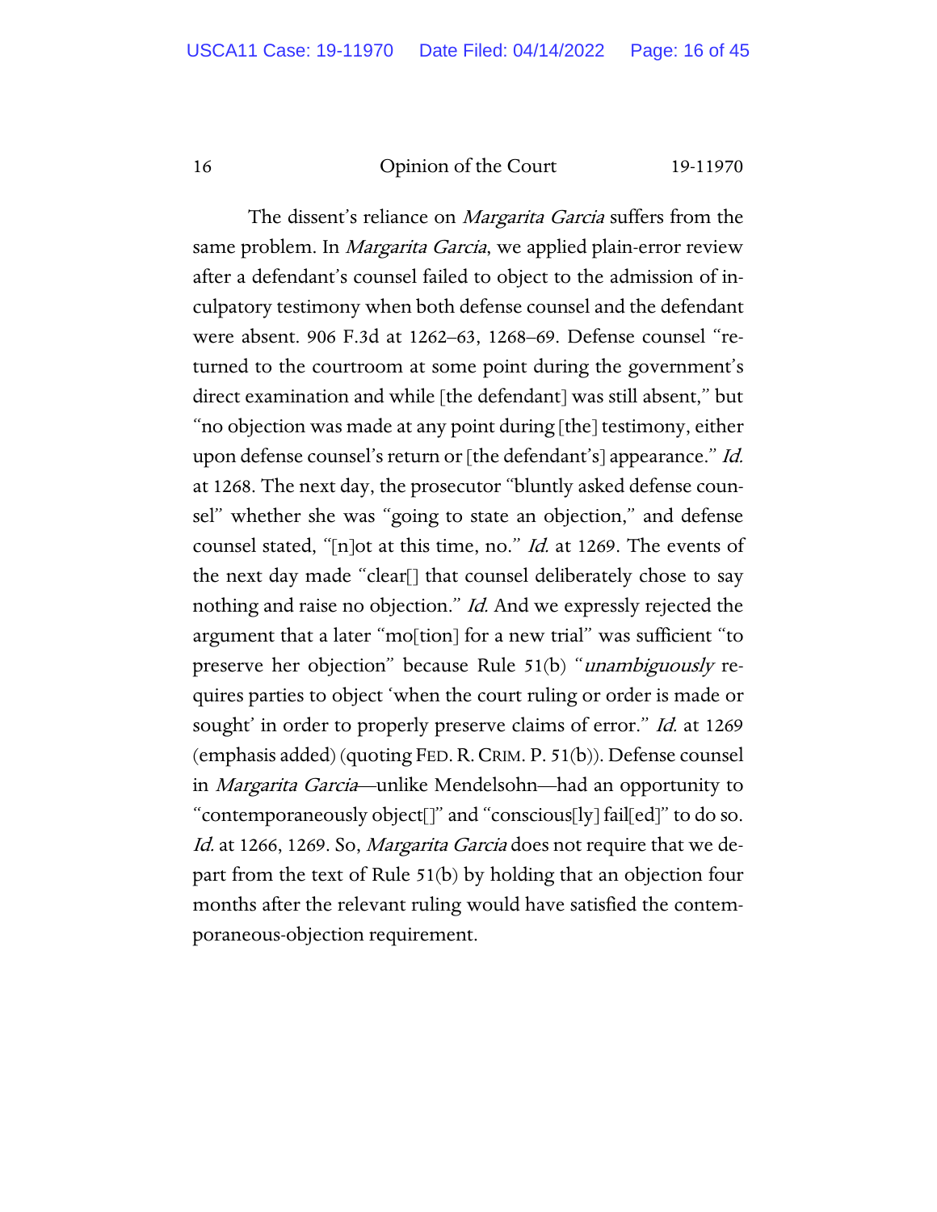The dissent's reliance on *Margarita Garcia* suffers from the same problem. In *Margarita Garcia*, we applied plain-error review after a defendant's counsel failed to object to the admission of inculpatory testimony when both defense counsel and the defendant were absent. 906 F.3d at 1262–63, 1268–69. Defense counsel "returned to the courtroom at some point during the government's direct examination and while [the defendant] was still absent," but "no objection was made at any point during [the] testimony, either upon defense counsel's return or [the defendant's] appearance." *Id.* at 1268. The next day, the prosecutor "bluntly asked defense counsel" whether she was "going to state an objection," and defense counsel stated, "[n]ot at this time, no." *Id.* at 1269. The events of the next day made "clear[] that counsel deliberately chose to say nothing and raise no objection." *Id.* And we expressly rejected the argument that a later "mo[tion] for a new trial" was sufficient "to preserve her objection" because Rule 51(b) "*unambiguously* requires parties to object 'when the court ruling or order is made or sought' in order to properly preserve claims of error." *Id.* at 1269 (emphasis added) (quoting FED. R. CRIM. P. 51(b)). Defense counsel in *Margarita Garcia*—unlike Mendelsohn—had an opportunity to "contemporaneously object[]" and "conscious[ly] fail[ed]" to do so. *Id.* at 1266, 1269. So, *Margarita Garcia* does not require that we depart from the text of Rule 51(b) by holding that an objection four months after the relevant ruling would have satisfied the contemporaneous-objection requirement.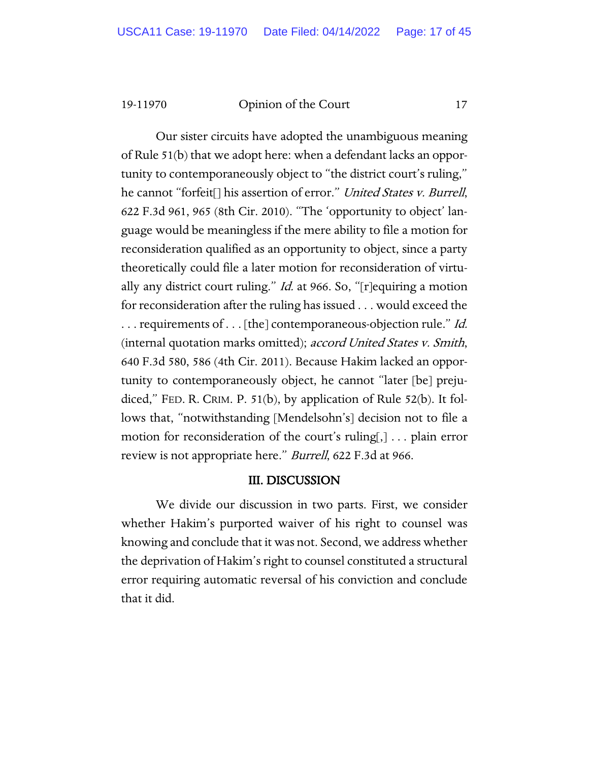Our sister circuits have adopted the unambiguous meaning of Rule 51(b) that we adopt here: when a defendant lacks an opportunity to contemporaneously object to "the district court's ruling," he cannot "forfeit[] his assertion of error." *United States v. Burrell*, 622 F.3d 961, 965 (8th Cir. 2010). "The 'opportunity to object' language would be meaningless if the mere ability to file a motion for reconsideration qualified as an opportunity to object, since a party theoretically could file a later motion for reconsideration of virtually any district court ruling." *Id.* at 966. So, "[r]equiring a motion for reconsideration after the ruling has issued . . . would exceed the . . . requirements of . . . [the] contemporaneous-objection rule." *Id.* (internal quotation marks omitted); *accord United States v. Smith*, 640 F.3d 580, 586 (4th Cir. 2011). Because Hakim lacked an opportunity to contemporaneously object, he cannot "later [be] prejudiced," FED. R. CRIM. P. 51(b), by application of Rule 52(b). It follows that, "notwithstanding [Mendelsohn's] decision not to file a motion for reconsideration of the court's ruling[,] . . . plain error review is not appropriate here." *Burrell*, 622 F.3d at 966.

## III. DISCUSSION

We divide our discussion in two parts. First, we consider whether Hakim's purported waiver of his right to counsel was knowing and conclude that it was not. Second, we address whether the deprivation of Hakim's right to counsel constituted a structural error requiring automatic reversal of his conviction and conclude that it did.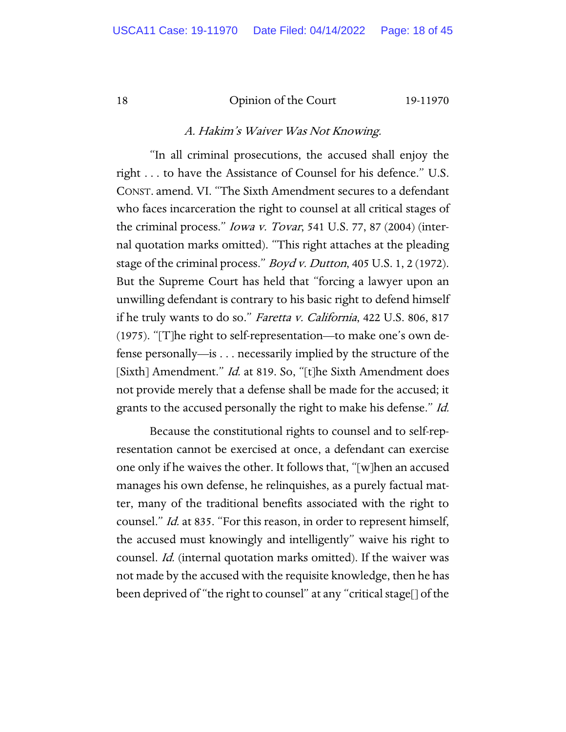### *A. Hakim's Waiver Was Not Knowing.*

"In all criminal prosecutions, the accused shall enjoy the right . . . to have the Assistance of Counsel for his defence." U.S. CONST. amend. VI. "The Sixth Amendment secures to a defendant who faces incarceration the right to counsel at all critical stages of the criminal process." *Iowa v. Tovar*, 541 U.S. 77, 87 (2004) (internal quotation marks omitted). "This right attaches at the pleading stage of the criminal process." *Boyd v. Dutton*, 405 U.S. 1, 2 (1972). But the Supreme Court has held that "forcing a lawyer upon an unwilling defendant is contrary to his basic right to defend himself if he truly wants to do so." *Faretta v. California*, 422 U.S. 806, 817 (1975). "[T]he right to self-representation—to make one's own defense personally—is . . . necessarily implied by the structure of the [Sixth] Amendment." *Id.* at 819. So, "[t]he Sixth Amendment does not provide merely that a defense shall be made for the accused; it grants to the accused personally the right to make his defense." *Id.*

Because the constitutional rights to counsel and to self-representation cannot be exercised at once, a defendant can exercise one only if he waives the other. It follows that, "[w]hen an accused manages his own defense, he relinquishes, as a purely factual matter, many of the traditional benefits associated with the right to counsel." *Id.* at 835. "For this reason, in order to represent himself, the accused must knowingly and intelligently" waive his right to counsel. *Id.* (internal quotation marks omitted). If the waiver was not made by the accused with the requisite knowledge, then he has been deprived of "the right to counsel" at any "critical stage[] of the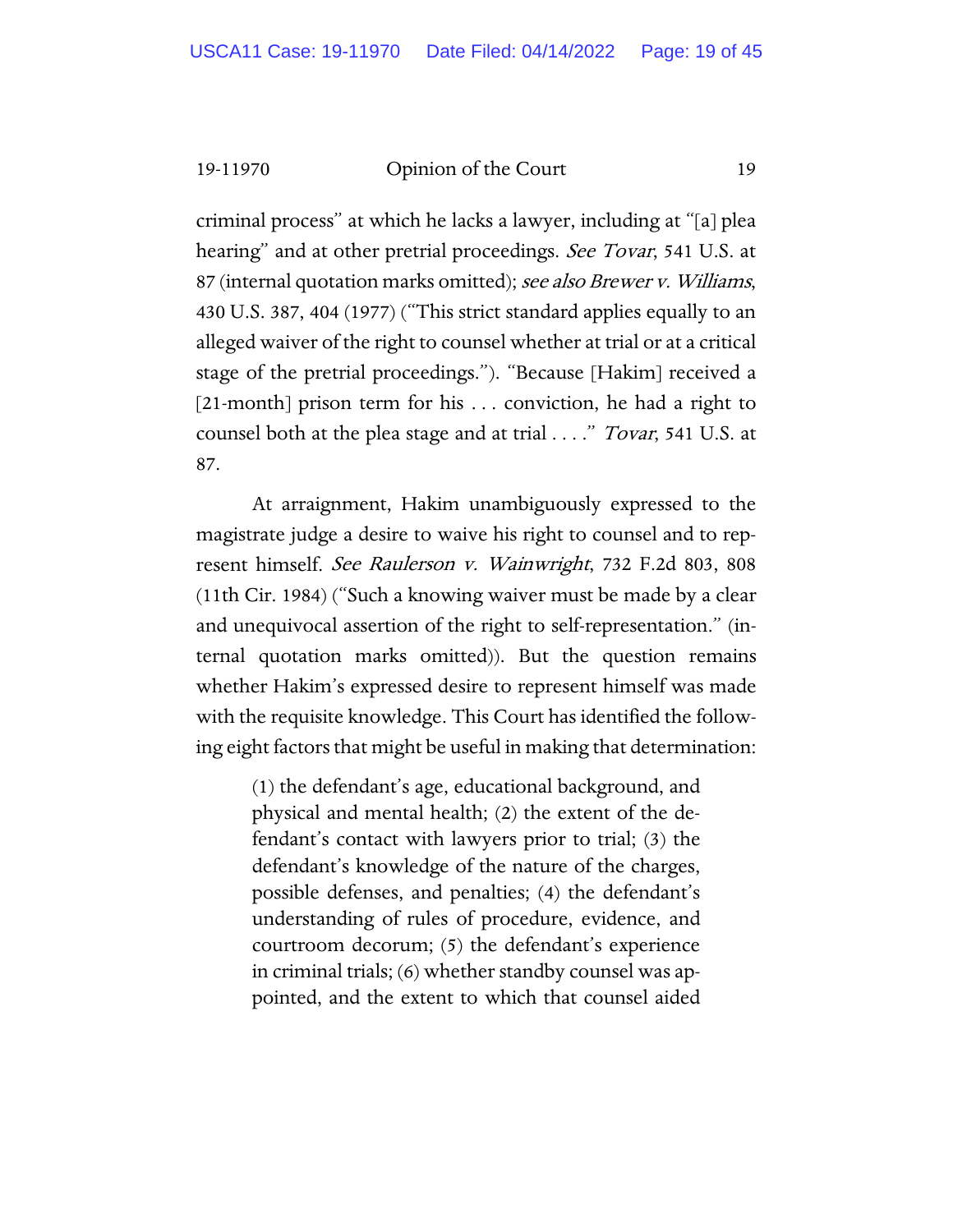criminal process" at which he lacks a lawyer, including at "[a] plea hearing" and at other pretrial proceedings. *See Tovar*, 541 U.S. at 87 (internal quotation marks omitted); *see also Brewer v. Williams*, 430 U.S. 387, 404 (1977) ("This strict standard applies equally to an alleged waiver of the right to counsel whether at trial or at a critical stage of the pretrial proceedings."). "Because [Hakim] received a [21-month] prison term for his . . . conviction, he had a right to counsel both at the plea stage and at trial . . . ." *Tovar*, 541 U.S. at 87.

At arraignment, Hakim unambiguously expressed to the magistrate judge a desire to waive his right to counsel and to represent himself. *See Raulerson v. Wainwright*, 732 F.2d 803, 808 (11th Cir. 1984) ("Such a knowing waiver must be made by a clear and unequivocal assertion of the right to self-representation." (internal quotation marks omitted)). But the question remains whether Hakim's expressed desire to represent himself was made with the requisite knowledge. This Court has identified the following eight factors that might be useful in making that determination:

> (1) the defendant's age, educational background, and physical and mental health; (2) the extent of the defendant's contact with lawyers prior to trial; (3) the defendant's knowledge of the nature of the charges, possible defenses, and penalties; (4) the defendant's understanding of rules of procedure, evidence, and courtroom decorum; (5) the defendant's experience in criminal trials; (6) whether standby counsel was appointed, and the extent to which that counsel aided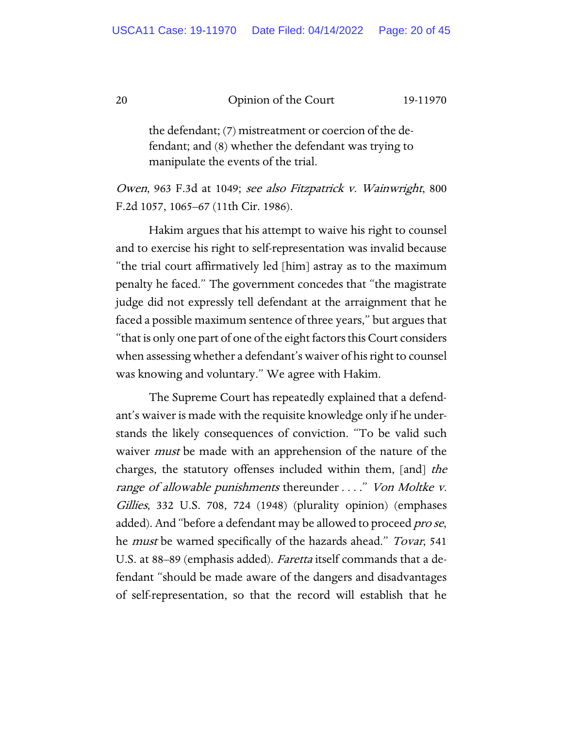> the defendant; (7) mistreatment or coercion of the defendant; and (8) whether the defendant was trying to manipulate the events of the trial.

*Owen*, 963 F.3d at 1049; *see also Fitzpatrick v. Wainwright*, 800 F.2d 1057, 1065–67 (11th Cir. 1986).

Hakim argues that his attempt to waive his right to counsel and to exercise his right to self-representation was invalid because "the trial court affirmatively led [him] astray as to the maximum penalty he faced." The government concedes that "the magistrate judge did not expressly tell defendant at the arraignment that he faced a possible maximum sentence of three years," but argues that "that is only one part of one of the eight factors this Court considers when assessing whether a defendant's waiver of his right to counsel was knowing and voluntary." We agree with Hakim.

The Supreme Court has repeatedly explained that a defendant's waiver is made with the requisite knowledge only if he understands the likely consequences of conviction. "To be valid such waiver *must* be made with an apprehension of the nature of the charges, the statutory offenses included within them, [and] *the range of allowable punishments* thereunder . . . ." *Von Moltke v. Gillies*, 332 U.S. 708, 724 (1948) (plurality opinion) (emphases added). And "before a defendant may be allowed to proceed *pro se*, he *must* be warned specifically of the hazards ahead." *Tovar*, 541 U.S. at 88–89 (emphasis added). *Faretta* itself commands that a defendant "should be made aware of the dangers and disadvantages of self-representation, so that the record will establish that he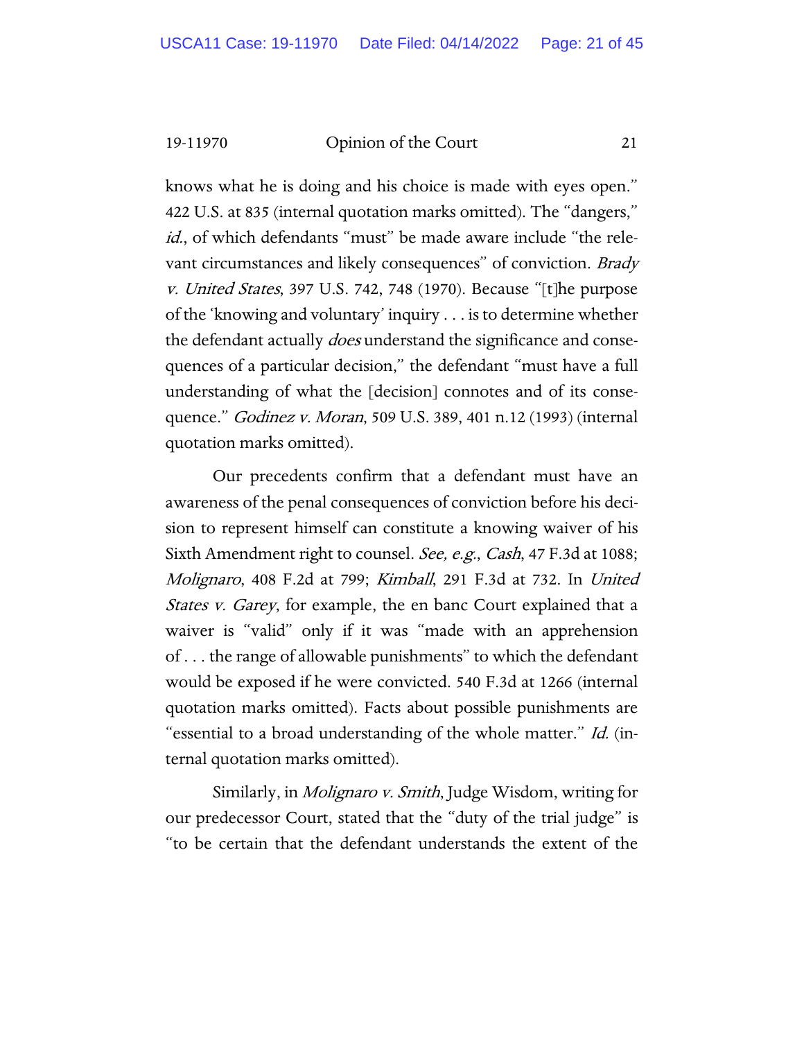knows what he is doing and his choice is made with eyes open." 422 U.S. at 835 (internal quotation marks omitted). The "dangers," *id.*, of which defendants "must" be made aware include "the relevant circumstances and likely consequences" of conviction. *Brady v. United States*, 397 U.S. 742, 748 (1970). Because "[t]he purpose of the 'knowing and voluntary' inquiry . . . is to determine whether the defendant actually *does* understand the significance and consequences of a particular decision," the defendant "must have a full understanding of what the [decision] connotes and of its consequence." *Godinez v. Moran*, 509 U.S. 389, 401 n.12 (1993) (internal quotation marks omitted).

Our precedents confirm that a defendant must have an awareness of the penal consequences of conviction before his decision to represent himself can constitute a knowing waiver of his Sixth Amendment right to counsel. *See, e.g.*, *Cash*, 47 F.3d at 1088; *Molignaro*, 408 F.2d at 799; *Kimball*, 291 F.3d at 732. In *United States v. Garey*, for example, the en banc Court explained that a waiver is "valid" only if it was "made with an apprehension of . . . the range of allowable punishments" to which the defendant would be exposed if he were convicted. 540 F.3d at 1266 (internal quotation marks omitted). Facts about possible punishments are "essential to a broad understanding of the whole matter." *Id.* (internal quotation marks omitted).

Similarly, in *Molignaro v. Smith*, Judge Wisdom, writing for our predecessor Court, stated that the "duty of the trial judge" is "to be certain that the defendant understands the extent of the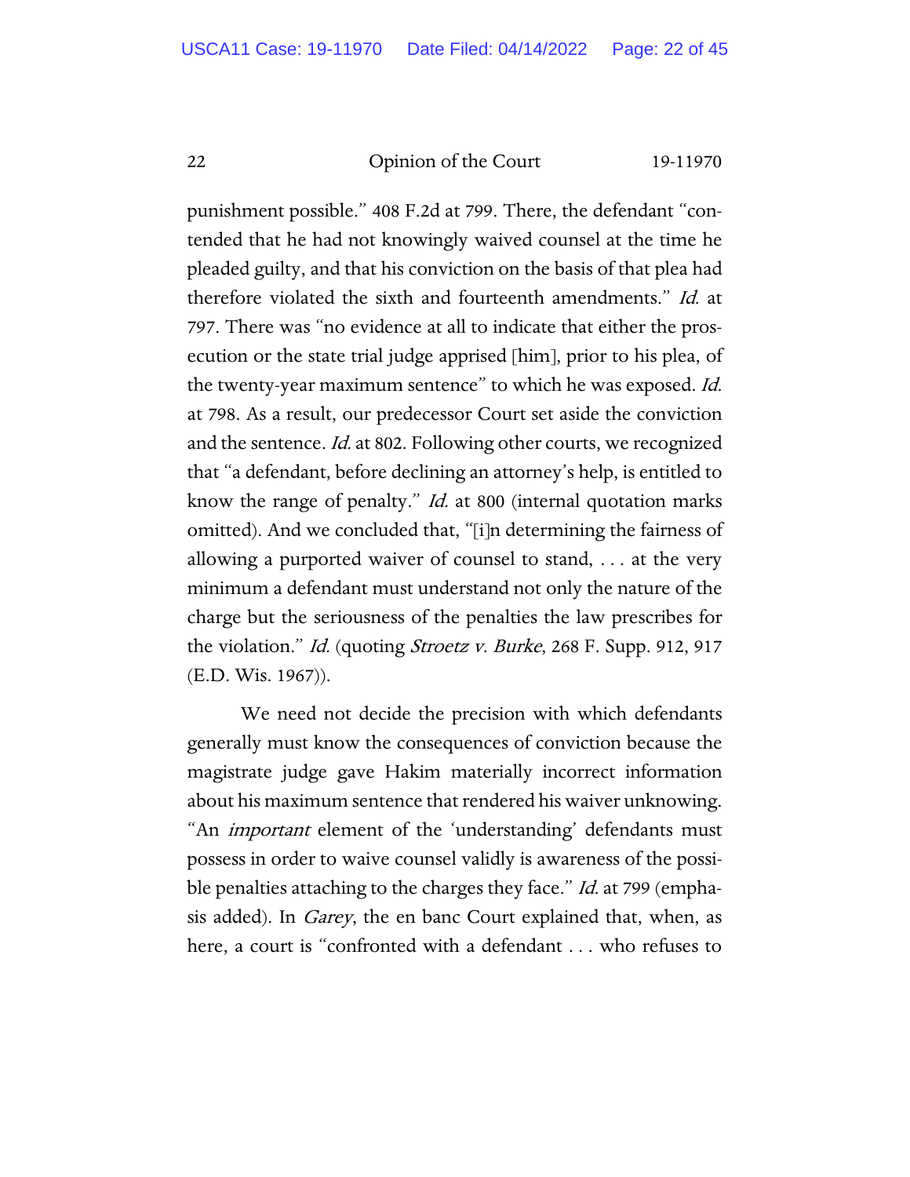punishment possible." 408 F.2d at 799. There, the defendant "contended that he had not knowingly waived counsel at the time he pleaded guilty, and that his conviction on the basis of that plea had therefore violated the sixth and fourteenth amendments." *Id.* at 797. There was "no evidence at all to indicate that either the prosecution or the state trial judge apprised [him], prior to his plea, of the twenty-year maximum sentence" to which he was exposed. *Id.* at 798. As a result, our predecessor Court set aside the conviction and the sentence. *Id.* at 802. Following other courts, we recognized that "a defendant, before declining an attorney's help, is entitled to know the range of penalty." *Id.* at 800 (internal quotation marks omitted). And we concluded that, "[i]n determining the fairness of allowing a purported waiver of counsel to stand, . . . at the very minimum a defendant must understand not only the nature of the charge but the seriousness of the penalties the law prescribes for the violation." *Id.* (quoting *Stroetz v. Burke*, 268 F. Supp. 912, 917 (E.D. Wis. 1967)).

We need not decide the precision with which defendants generally must know the consequences of conviction because the magistrate judge gave Hakim materially incorrect information about his maximum sentence that rendered his waiver unknowing. "An *important* element of the 'understanding' defendants must possess in order to waive counsel validly is awareness of the possible penalties attaching to the charges they face." *Id.* at 799 (emphasis added). In *Garey*, the en banc Court explained that, when, as here, a court is "confronted with a defendant . . . who refuses to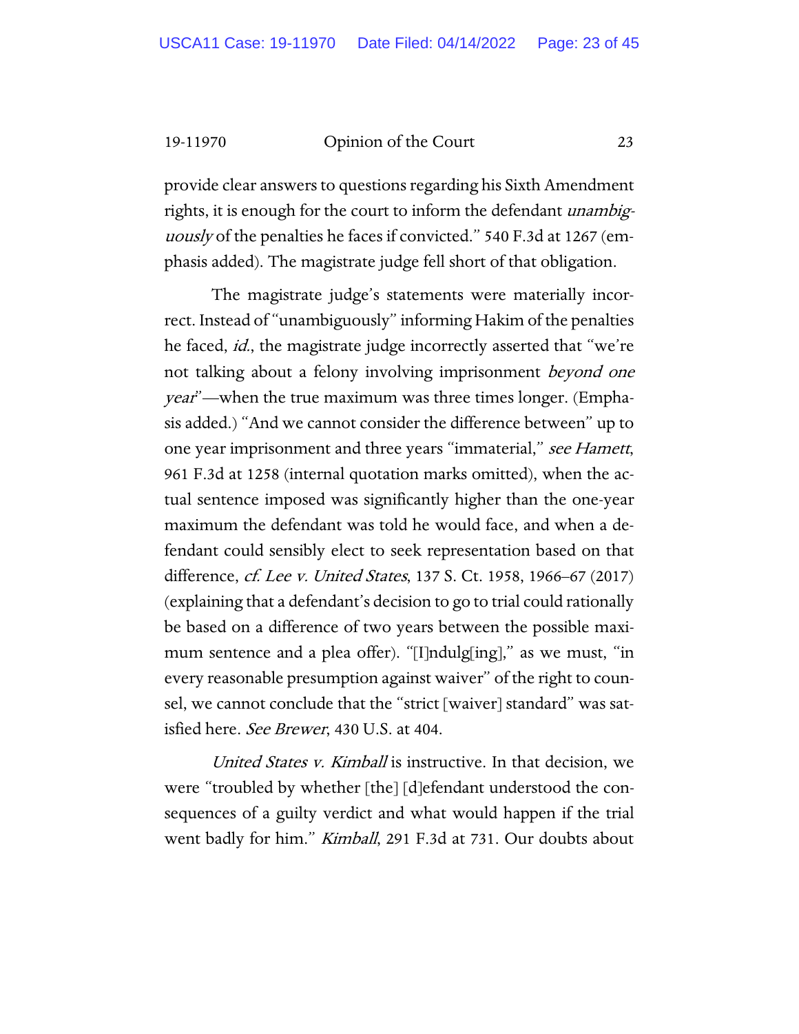provide clear answers to questions regarding his Sixth Amendment rights, it is enough for the court to inform the defendant *unambiguously* of the penalties he faces if convicted." 540 F.3d at 1267 (emphasis added). The magistrate judge fell short of that obligation.

The magistrate judge's statements were materially incorrect. Instead of "unambiguously" informing Hakim of the penalties he faced, *id.*, the magistrate judge incorrectly asserted that "we're not talking about a felony involving imprisonment *beyond one year*"—when the true maximum was three times longer. (Emphasis added.) "And we cannot consider the difference between" up to one year imprisonment and three years "immaterial," *see Hamett*, 961 F.3d at 1258 (internal quotation marks omitted), when the actual sentence imposed was significantly higher than the one-year maximum the defendant was told he would face, and when a defendant could sensibly elect to seek representation based on that difference, *cf. Lee v. United States*, 137 S. Ct. 1958, 1966–67 (2017) (explaining that a defendant's decision to go to trial could rationally be based on a difference of two years between the possible maximum sentence and a plea offer). "[I]ndulg[ing]," as we must, "in every reasonable presumption against waiver" of the right to counsel, we cannot conclude that the "strict [waiver] standard" was satisfied here. *See Brewer*, 430 U.S. at 404.

*United States v. Kimball* is instructive. In that decision, we were "troubled by whether [the] [d]efendant understood the consequences of a guilty verdict and what would happen if the trial went badly for him." *Kimball*, 291 F.3d at 731. Our doubts about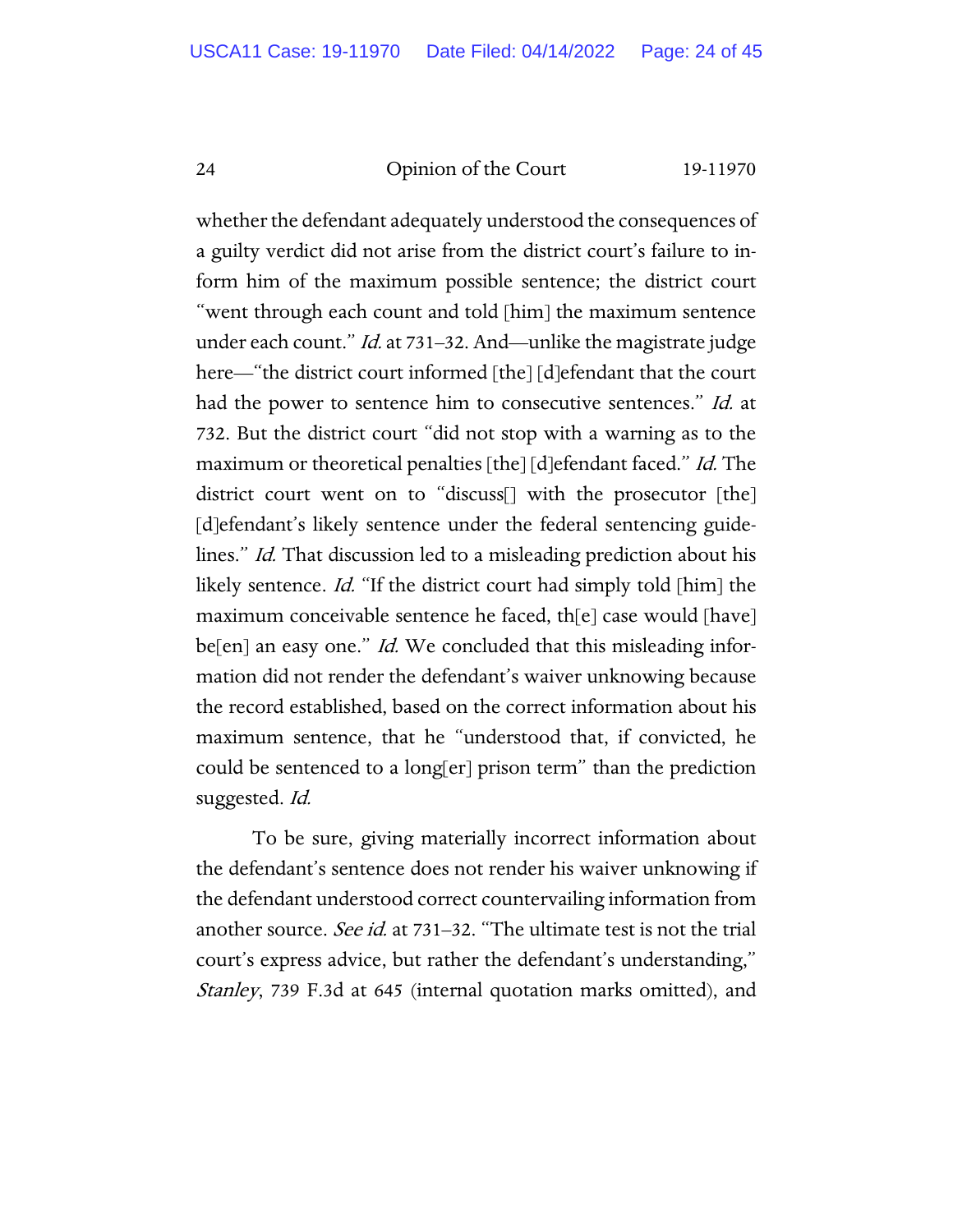whether the defendant adequately understood the consequences of a guilty verdict did not arise from the district court's failure to inform him of the maximum possible sentence; the district court "went through each count and told [him] the maximum sentence under each count." *Id.* at 731–32. And—unlike the magistrate judge here—"the district court informed [the] [d]efendant that the court had the power to sentence him to consecutive sentences." *Id.* at 732. But the district court "did not stop with a warning as to the maximum or theoretical penalties [the] [d]efendant faced." *Id.* The district court went on to "discuss[] with the prosecutor [the] [d]efendant's likely sentence under the federal sentencing guidelines." *Id.* That discussion led to a misleading prediction about his likely sentence. *Id.* "If the district court had simply told [him] the maximum conceivable sentence he faced, th[e] case would [have] be[en] an easy one." *Id.* We concluded that this misleading information did not render the defendant's waiver unknowing because the record established, based on the correct information about his maximum sentence, that he "understood that, if convicted, he could be sentenced to a long[er] prison term" than the prediction suggested. *Id.*

To be sure, giving materially incorrect information about the defendant's sentence does not render his waiver unknowing if the defendant understood correct countervailing information from another source. *See id.* at 731–32. "The ultimate test is not the trial court's express advice, but rather the defendant's understanding," *Stanley*, 739 F.3d at 645 (internal quotation marks omitted), and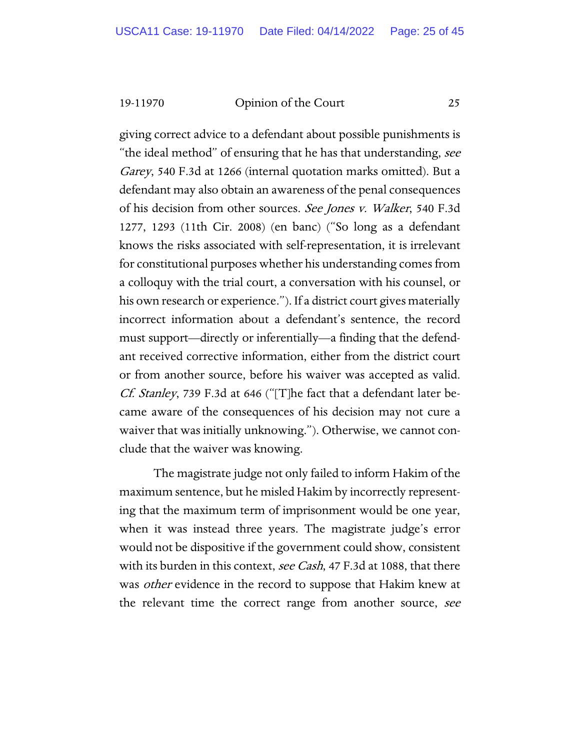giving correct advice to a defendant about possible punishments is "the ideal method" of ensuring that he has that understanding, *see Garey*, 540 F.3d at 1266 (internal quotation marks omitted). But a defendant may also obtain an awareness of the penal consequences of his decision from other sources. *See Jones v. Walker*, 540 F.3d 1277, 1293 (11th Cir. 2008) (en banc) ("So long as a defendant knows the risks associated with self-representation, it is irrelevant for constitutional purposes whether his understanding comes from a colloquy with the trial court, a conversation with his counsel, or his own research or experience."). If a district court gives materially incorrect information about a defendant's sentence, the record must support—directly or inferentially—a finding that the defendant received corrective information, either from the district court or from another source, before his waiver was accepted as valid. *Cf. Stanley*, 739 F.3d at 646 ("[T]he fact that a defendant later became aware of the consequences of his decision may not cure a waiver that was initially unknowing."). Otherwise, we cannot conclude that the waiver was knowing.

The magistrate judge not only failed to inform Hakim of the maximum sentence, but he misled Hakim by incorrectly representing that the maximum term of imprisonment would be one year, when it was instead three years. The magistrate judge's error would not be dispositive if the government could show, consistent with its burden in this context, *see Cash*, 47 F.3d at 1088, that there was *other* evidence in the record to suppose that Hakim knew at the relevant time the correct range from another source, *see*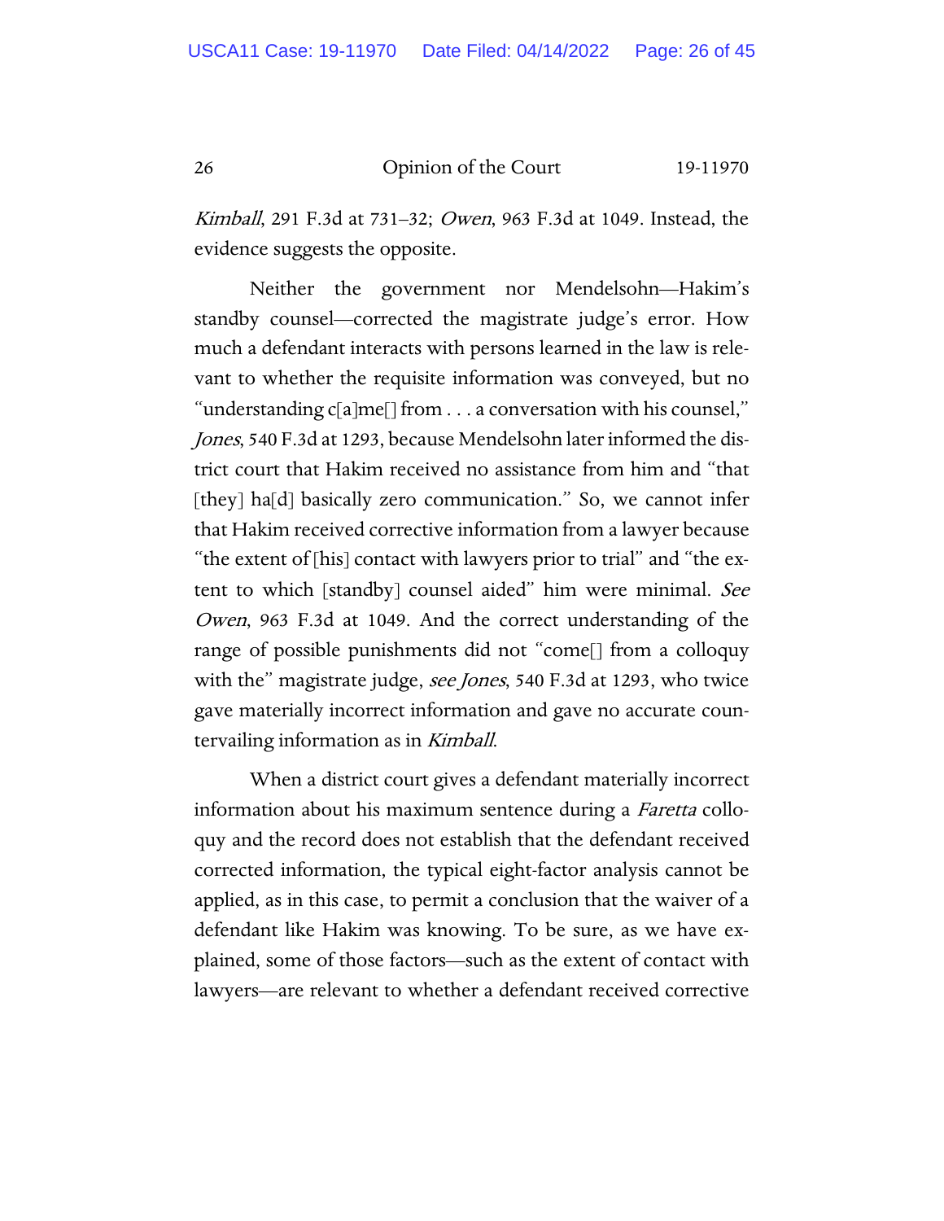*Kimball*, 291 F.3d at 731–32; *Owen*, 963 F.3d at 1049. Instead, the evidence suggests the opposite.

Neither the government nor Mendelsohn—Hakim's standby counsel—corrected the magistrate judge's error. How much a defendant interacts with persons learned in the law is relevant to whether the requisite information was conveyed, but no "understanding c[a]me[] from . . . a conversation with his counsel," *Jones*, 540 F.3d at 1293, because Mendelsohn later informed the district court that Hakim received no assistance from him and "that [they] ha[d] basically zero communication." So, we cannot infer that Hakim received corrective information from a lawyer because "the extent of [his] contact with lawyers prior to trial" and "the extent to which [standby] counsel aided" him were minimal. *See Owen*, 963 F.3d at 1049. And the correct understanding of the range of possible punishments did not "come[] from a colloquy with the" magistrate judge, *see Jones*, 540 F.3d at 1293, who twice gave materially incorrect information and gave no accurate countervailing information as in *Kimball*.

When a district court gives a defendant materially incorrect information about his maximum sentence during a *Faretta* colloquy and the record does not establish that the defendant received corrected information, the typical eight-factor analysis cannot be applied, as in this case, to permit a conclusion that the waiver of a defendant like Hakim was knowing. To be sure, as we have explained, some of those factors—such as the extent of contact with lawyers—are relevant to whether a defendant received corrective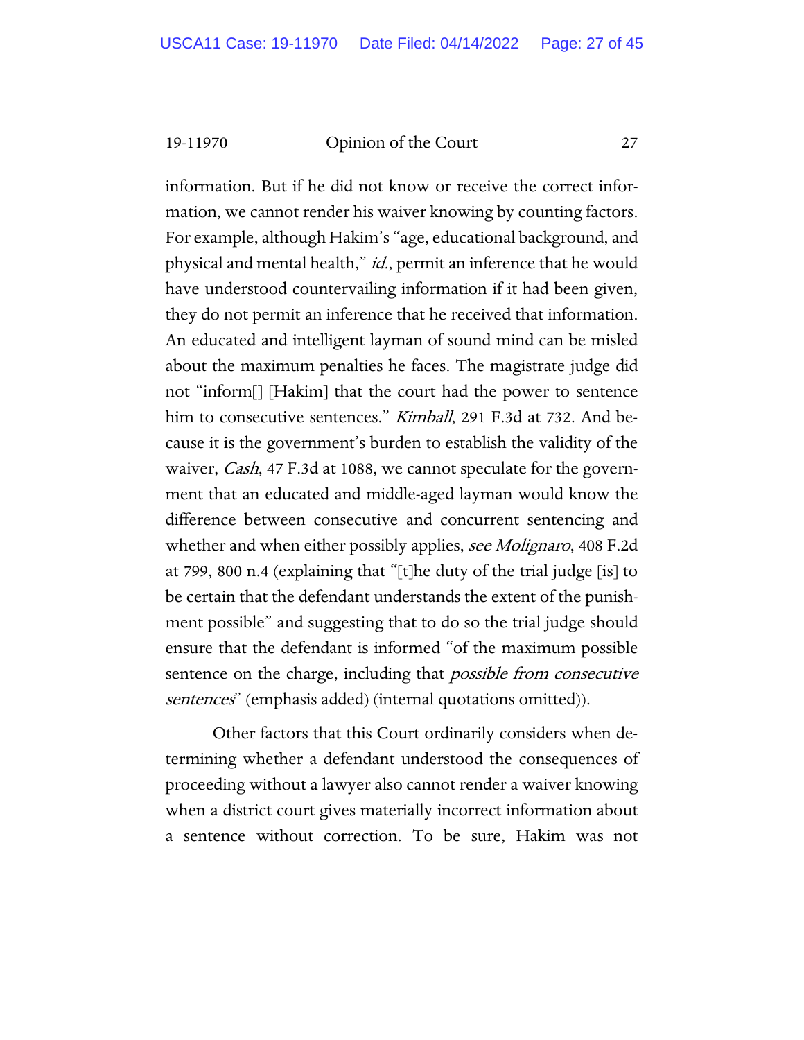information. But if he did not know or receive the correct information, we cannot render his waiver knowing by counting factors. For example, although Hakim's "age, educational background, and physical and mental health," *id.*, permit an inference that he would have understood countervailing information if it had been given, they do not permit an inference that he received that information. An educated and intelligent layman of sound mind can be misled about the maximum penalties he faces. The magistrate judge did not "inform[] [Hakim] that the court had the power to sentence him to consecutive sentences." *Kimball*, 291 F.3d at 732. And because it is the government's burden to establish the validity of the waiver, *Cash*, 47 F.3d at 1088, we cannot speculate for the government that an educated and middle-aged layman would know the difference between consecutive and concurrent sentencing and whether and when either possibly applies, *see Molignaro*, 408 F.2d at 799, 800 n.4 (explaining that "[t]he duty of the trial judge [is] to be certain that the defendant understands the extent of the punishment possible" and suggesting that to do so the trial judge should ensure that the defendant is informed "of the maximum possible sentence on the charge, including that *possible from consecutive sentences*" (emphasis added) (internal quotations omitted)).

Other factors that this Court ordinarily considers when determining whether a defendant understood the consequences of proceeding without a lawyer also cannot render a waiver knowing when a district court gives materially incorrect information about a sentence without correction. To be sure, Hakim was not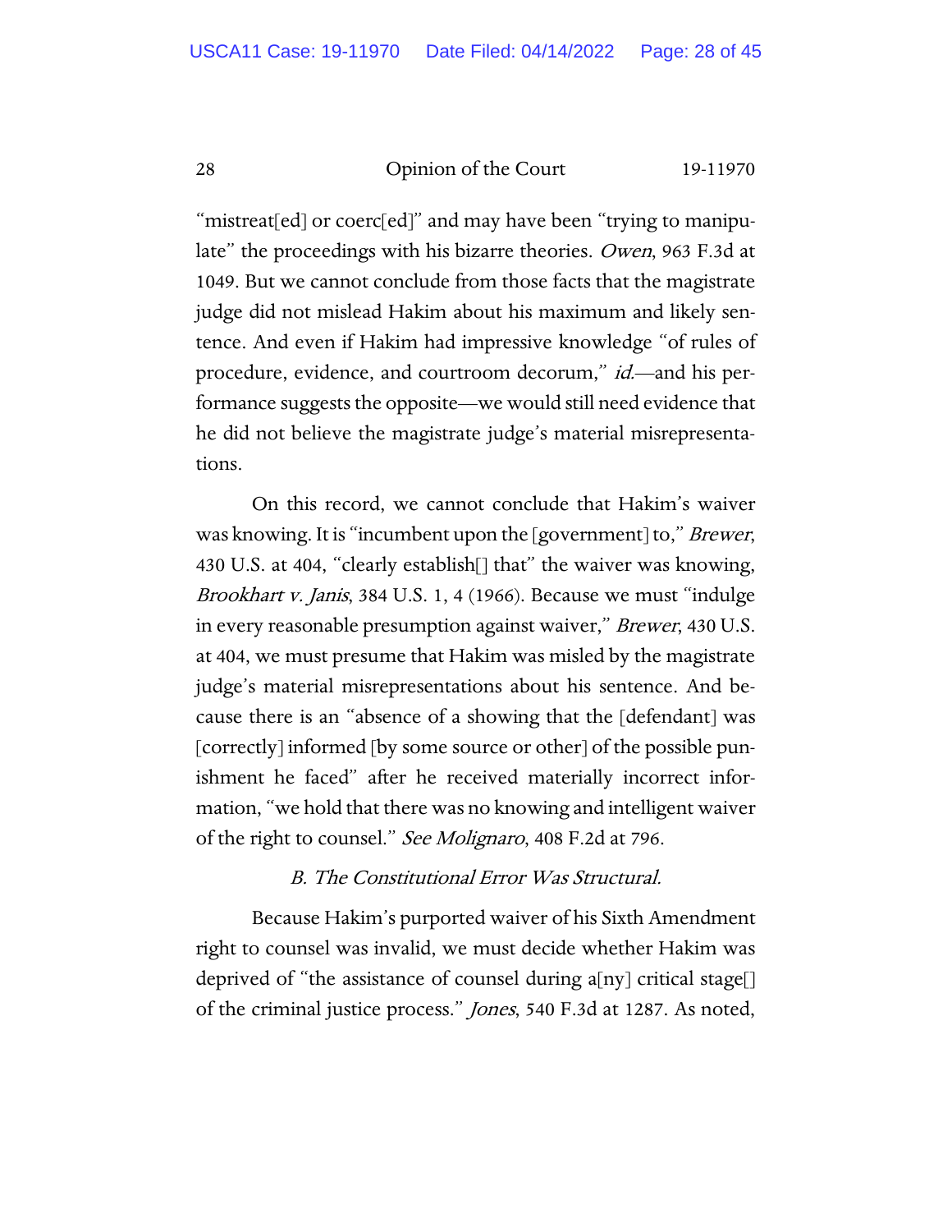"mistreat[ed] or coerc[ed]" and may have been "trying to manipulate" the proceedings with his bizarre theories. *Owen*, 963 F.3d at 1049. But we cannot conclude from those facts that the magistrate judge did not mislead Hakim about his maximum and likely sentence. And even if Hakim had impressive knowledge "of rules of procedure, evidence, and courtroom decorum," *id.*—and his performance suggests the opposite—we would still need evidence that he did not believe the magistrate judge's material misrepresentations.

On this record, we cannot conclude that Hakim's waiver was knowing. It is "incumbent upon the [government] to," *Brewer*, 430 U.S. at 404, "clearly establish[] that" the waiver was knowing, *Brookhart v. Janis*, 384 U.S. 1, 4 (1966). Because we must "indulge in every reasonable presumption against waiver," *Brewer*, 430 U.S. at 404, we must presume that Hakim was misled by the magistrate judge's material misrepresentations about his sentence. And because there is an "absence of a showing that the [defendant] was [correctly] informed [by some source or other] of the possible punishment he faced" after he received materially incorrect information, "we hold that there was no knowing and intelligent waiver of the right to counsel." *See Molignaro*, 408 F.2d at 796.

### *B. The Constitutional Error Was Structural.*

Because Hakim's purported waiver of his Sixth Amendment right to counsel was invalid, we must decide whether Hakim was deprived of "the assistance of counsel during a[ny] critical stage[] of the criminal justice process." *Jones*, 540 F.3d at 1287. As noted,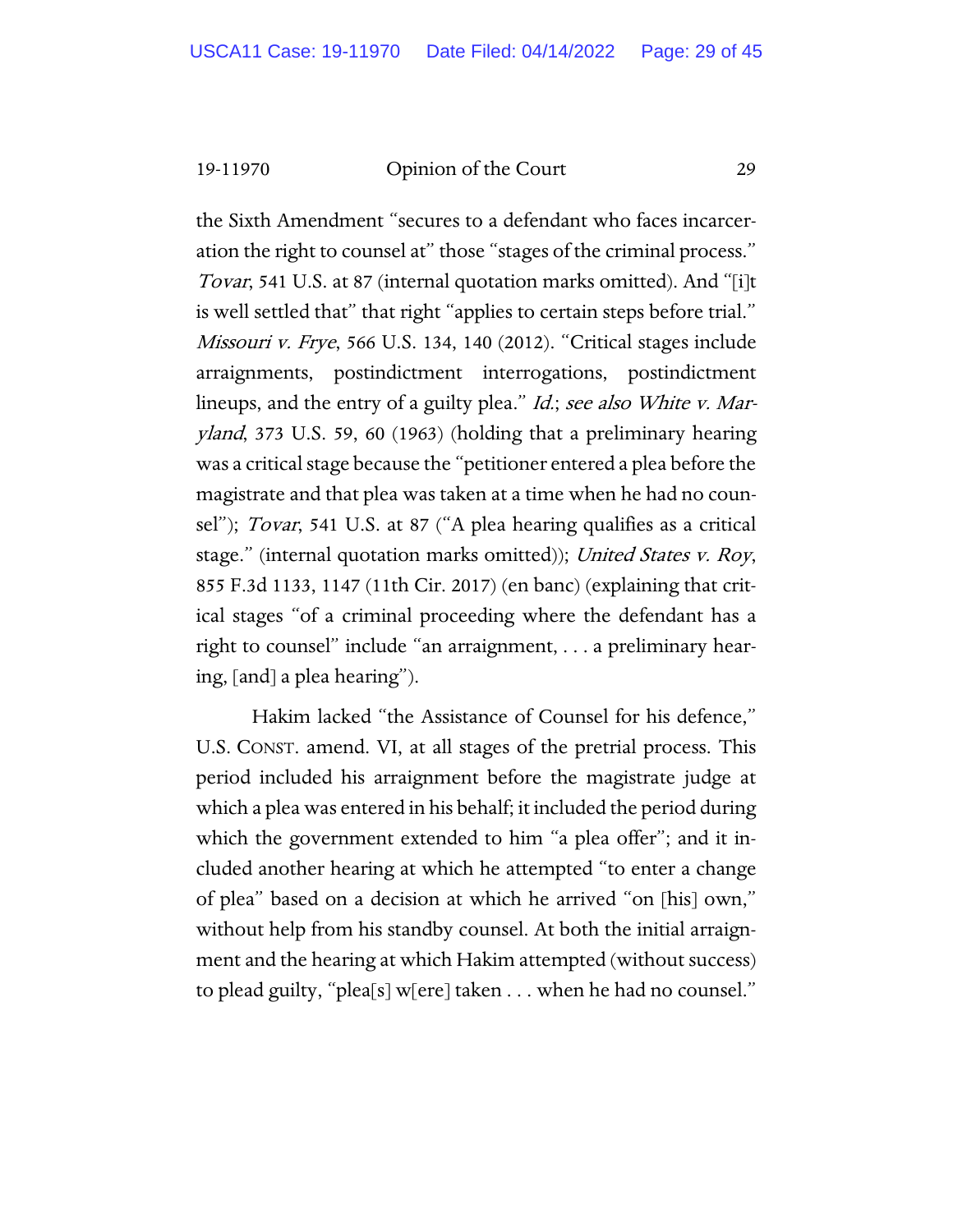the Sixth Amendment "secures to a defendant who faces incarceration the right to counsel at" those "stages of the criminal process." *Tovar*, 541 U.S. at 87 (internal quotation marks omitted). And "[i]t is well settled that" that right "applies to certain steps before trial." *Missouri v. Frye*, 566 U.S. 134, 140 (2012). "Critical stages include arraignments, postindictment interrogations, postindictment lineups, and the entry of a guilty plea." *Id.*; *see also White v. Maryland*, 373 U.S. 59, 60 (1963) (holding that a preliminary hearing was a critical stage because the "petitioner entered a plea before the magistrate and that plea was taken at a time when he had no counsel"); *Tovar*, 541 U.S. at 87 ("A plea hearing qualifies as a critical stage." (internal quotation marks omitted)); *United States v. Roy*, 855 F.3d 1133, 1147 (11th Cir. 2017) (en banc) (explaining that critical stages "of a criminal proceeding where the defendant has a right to counsel" include "an arraignment, . . . a preliminary hearing, [and] a plea hearing").

Hakim lacked "the Assistance of Counsel for his defence," U.S. CONST. amend. VI, at all stages of the pretrial process. This period included his arraignment before the magistrate judge at which a plea was entered in his behalf; it included the period during which the government extended to him "a plea offer"; and it included another hearing at which he attempted "to enter a change of plea" based on a decision at which he arrived "on [his] own," without help from his standby counsel. At both the initial arraignment and the hearing at which Hakim attempted (without success) to plead guilty, "plea[s] w[ere] taken . . . when he had no counsel."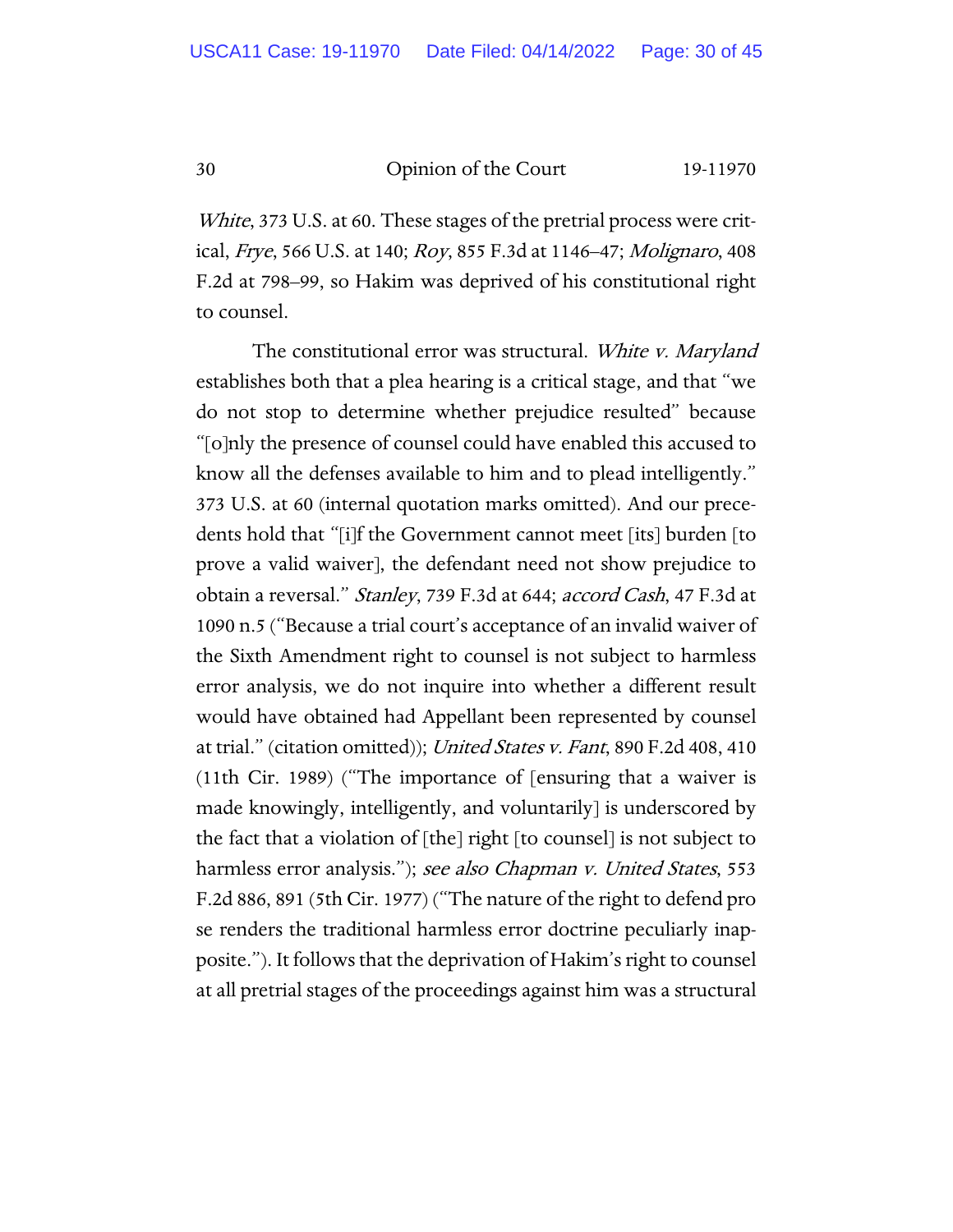*White*, 373 U.S. at 60. These stages of the pretrial process were critical, *Frye*, 566 U.S. at 140; *Roy*, 855 F.3d at 1146–47; *Molignaro*, 408 F.2d at 798–99, so Hakim was deprived of his constitutional right to counsel.

The constitutional error was structural. *White v. Maryland* establishes both that a plea hearing is a critical stage, and that "we do not stop to determine whether prejudice resulted" because "[o]nly the presence of counsel could have enabled this accused to know all the defenses available to him and to plead intelligently." 373 U.S. at 60 (internal quotation marks omitted). And our precedents hold that "[i]f the Government cannot meet [its] burden [to prove a valid waiver], the defendant need not show prejudice to obtain a reversal." *Stanley*, 739 F.3d at 644; *accord Cash*, 47 F.3d at 1090 n.5 ("Because a trial court's acceptance of an invalid waiver of the Sixth Amendment right to counsel is not subject to harmless error analysis, we do not inquire into whether a different result would have obtained had Appellant been represented by counsel at trial." (citation omitted)); *United States v. Fant*, 890 F.2d 408, 410 (11th Cir. 1989) ("The importance of [ensuring that a waiver is made knowingly, intelligently, and voluntarily] is underscored by the fact that a violation of [the] right [to counsel] is not subject to harmless error analysis."); *see also Chapman v. United States*, 553 F.2d 886, 891 (5th Cir. 1977) ("The nature of the right to defend pro se renders the traditional harmless error doctrine peculiarly inapposite."). It follows that the deprivation of Hakim's right to counsel at all pretrial stages of the proceedings against him was a structural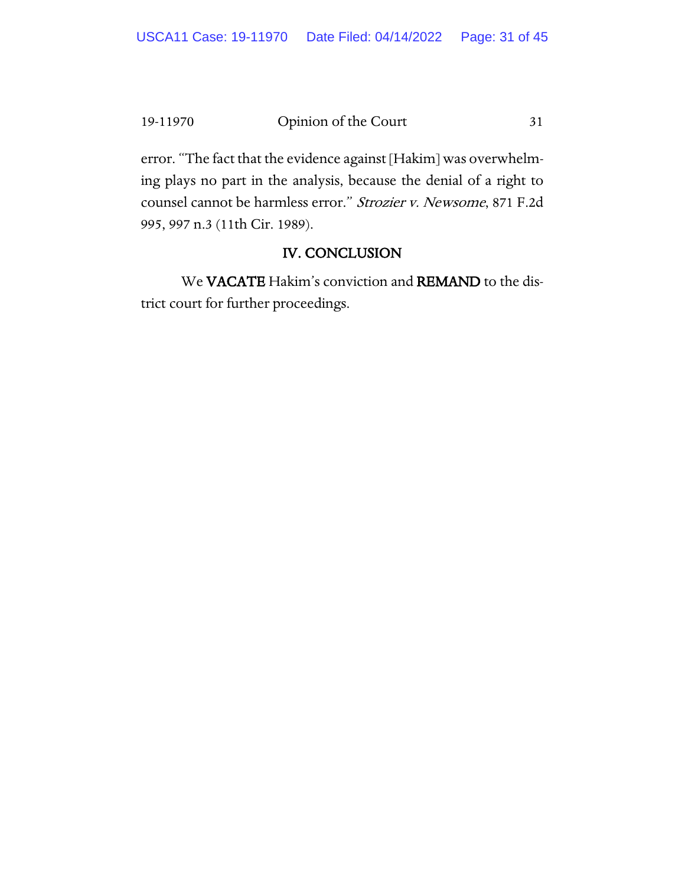error. "The fact that the evidence against [Hakim] was overwhelming plays no part in the analysis, because the denial of a right to counsel cannot be harmless error." *Strozier v. Newsome*, 871 F.2d 995, 997 n.3 (11th Cir. 1989).

## IV. CONCLUSION

We **VACATE** Hakim's conviction and **REMAND** to the district court for further proceedings.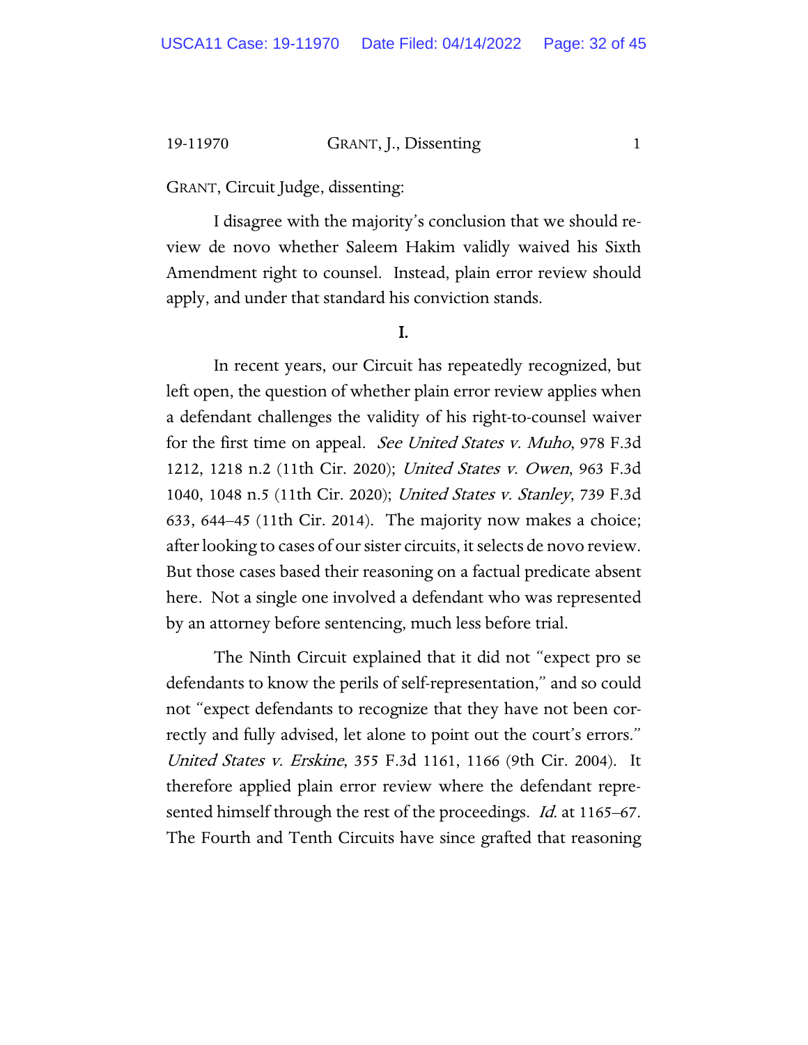GRANT, Circuit Judge, dissenting:

I disagree with the majority's conclusion that we should review de novo whether Saleem Hakim validly waived his Sixth Amendment right to counsel. Instead, plain error review should apply, and under that standard his conviction stands.

## I.

In recent years, our Circuit has repeatedly recognized, but left open, the question of whether plain error review applies when a defendant challenges the validity of his right-to-counsel waiver for the first time on appeal. *See United States v. Muho*, 978 F.3d 1212, 1218 n.2 (11th Cir. 2020); *United States v. Owen*, 963 F.3d 1040, 1048 n.5 (11th Cir. 2020); *United States v. Stanley*, 739 F.3d 633, 644–45 (11th Cir. 2014). The majority now makes a choice; after looking to cases of our sister circuits, it selects de novo review. But those cases based their reasoning on a factual predicate absent here. Not a single one involved a defendant who was represented by an attorney before sentencing, much less before trial.

The Ninth Circuit explained that it did not "expect pro se defendants to know the perils of self-representation," and so could not "expect defendants to recognize that they have not been correctly and fully advised, let alone to point out the court's errors." *United States v. Erskine*, 355 F.3d 1161, 1166 (9th Cir. 2004). It therefore applied plain error review where the defendant represented himself through the rest of the proceedings. *Id.* at 1165–67. The Fourth and Tenth Circuits have since grafted that reasoning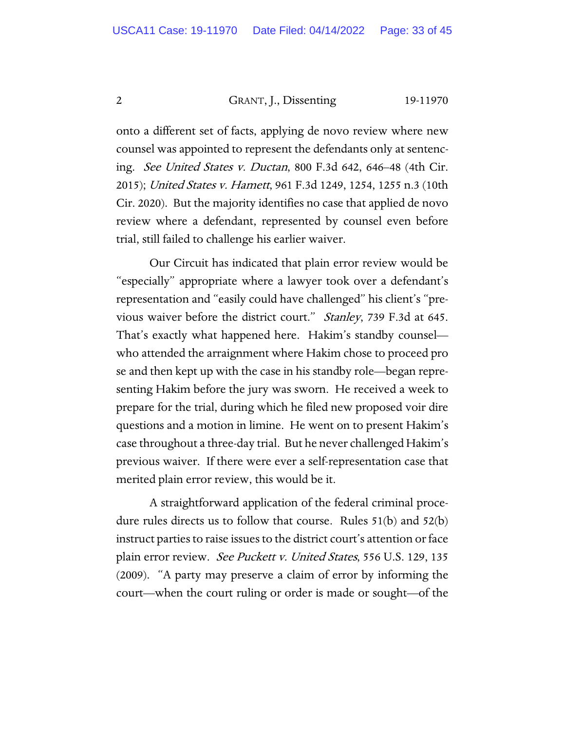onto a different set of facts, applying de novo review where new counsel was appointed to represent the defendants only at sentencing. *See United States v. Ductan*, 800 F.3d 642, 646–48 (4th Cir. 2015); *United States v. Hamett*, 961 F.3d 1249, 1254, 1255 n.3 (10th Cir. 2020). But the majority identifies no case that applied de novo review where a defendant, represented by counsel even before trial, still failed to challenge his earlier waiver.

Our Circuit has indicated that plain error review would be "especially" appropriate where a lawyer took over a defendant's representation and "easily could have challenged" his client's "previous waiver before the district court." *Stanley*, 739 F.3d at 645. That's exactly what happened here. Hakim's standby counsel—who attended the arraignment where Hakim chose to proceed pro se and then kept up with the case in his standby role—began representing Hakim before the jury was sworn. He received a week to prepare for the trial, during which he filed new proposed voir dire questions and a motion in limine. He went on to present Hakim's case throughout a three-day trial. But he never challenged Hakim's previous waiver. If there were ever a self-representation case that merited plain error review, this would be it.

A straightforward application of the federal criminal procedure rules directs us to follow that course. Rules 51(b) and 52(b) instruct parties to raise issues to the district court's attention or face plain error review. *See Puckett v. United States*, 556 U.S. 129, 135 (2009). "A party may preserve a claim of error by informing the court—when the court ruling or order is made or sought—of the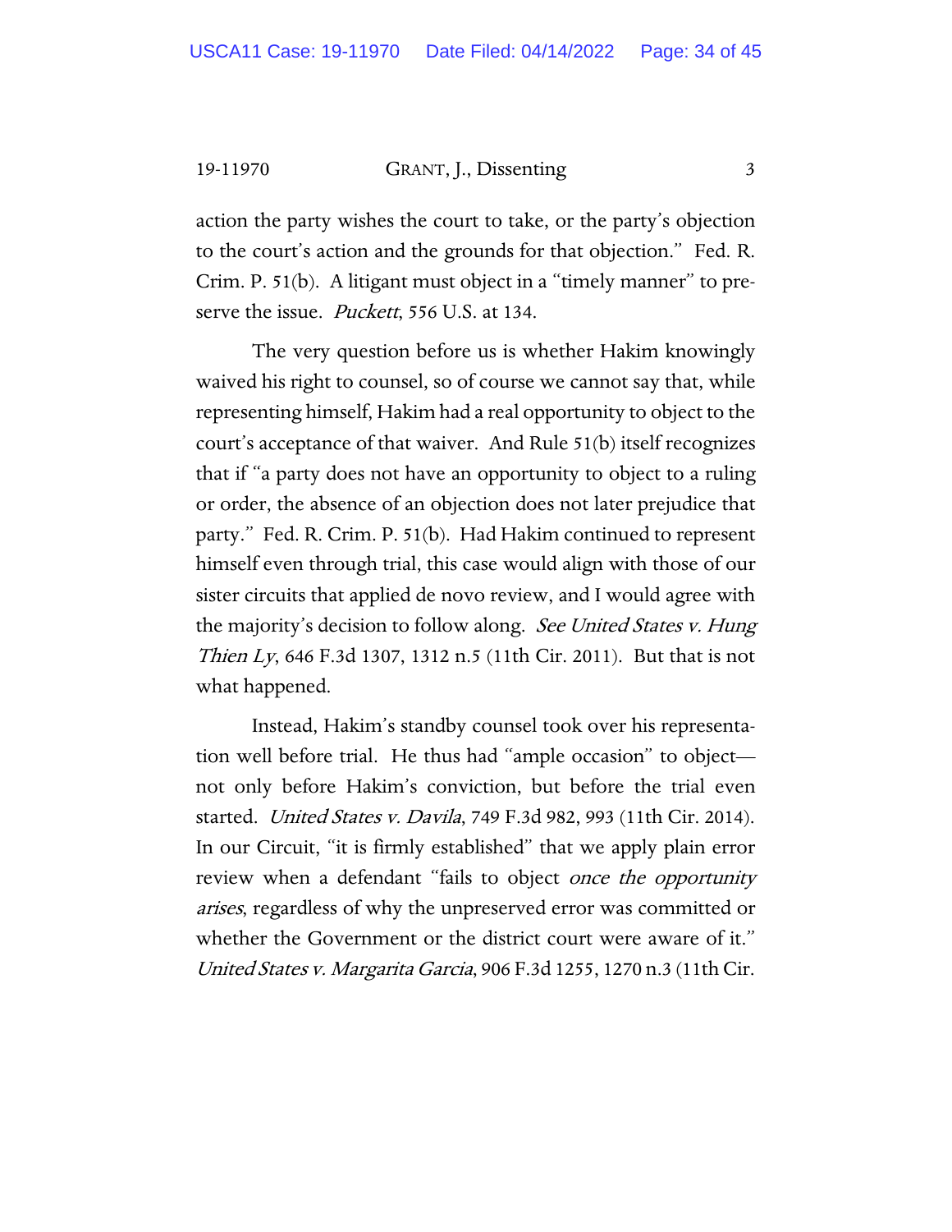action the party wishes the court to take, or the party's objection to the court's action and the grounds for that objection." Fed. R. Crim. P. 51(b). A litigant must object in a "timely manner" to preserve the issue. *Puckett*, 556 U.S. at 134.

The very question before us is whether Hakim knowingly waived his right to counsel, so of course we cannot say that, while representing himself, Hakim had a real opportunity to object to the court's acceptance of that waiver. And Rule 51(b) itself recognizes that if "a party does not have an opportunity to object to a ruling or order, the absence of an objection does not later prejudice that party." Fed. R. Crim. P. 51(b). Had Hakim continued to represent himself even through trial, this case would align with those of our sister circuits that applied de novo review, and I would agree with the majority's decision to follow along. *See United States v. Hung Thien Ly*, 646 F.3d 1307, 1312 n.5 (11th Cir. 2011). But that is not what happened.

Instead, Hakim's standby counsel took over his representation well before trial. He thus had "ample occasion" to object—not only before Hakim's conviction, but before the trial even started. *United States v. Davila*, 749 F.3d 982, 993 (11th Cir. 2014). In our Circuit, "it is firmly established" that we apply plain error review when a defendant "fails to object *once the opportunity arises*, regardless of why the unpreserved error was committed or whether the Government or the district court were aware of it." *United States v. Margarita Garcia*, 906 F.3d 1255, 1270 n.3 (11th Cir.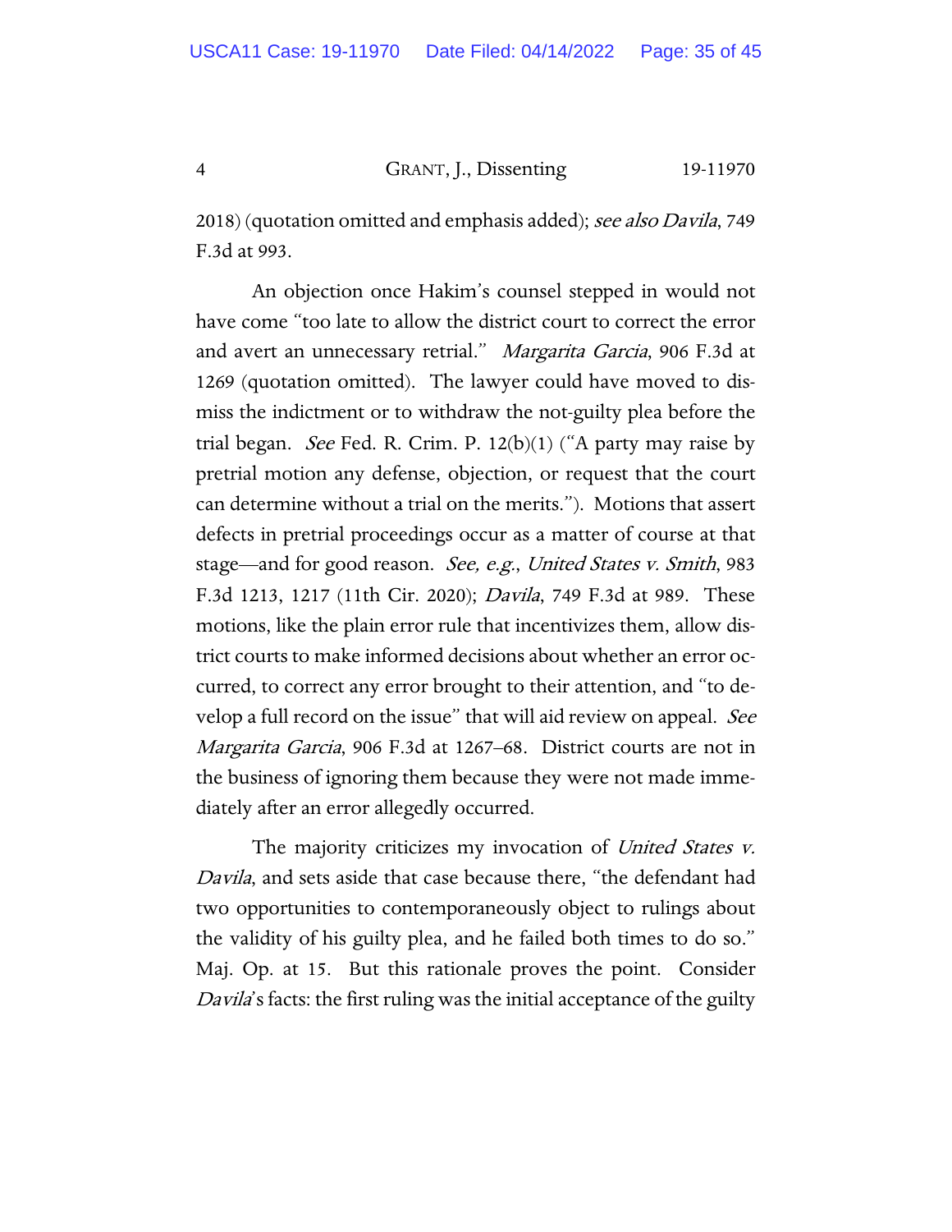2018) (quotation omitted and emphasis added); *see also Davila*, 749 F.3d at 993.

An objection once Hakim's counsel stepped in would not have come "too late to allow the district court to correct the error and avert an unnecessary retrial." *Margarita Garcia*, 906 F.3d at 1269 (quotation omitted). The lawyer could have moved to dismiss the indictment or to withdraw the not-guilty plea before the trial began. *See* Fed. R. Crim. P. 12(b)(1) ("A party may raise by pretrial motion any defense, objection, or request that the court can determine without a trial on the merits."). Motions that assert defects in pretrial proceedings occur as a matter of course at that stage—and for good reason. *See, e.g.*, *United States v. Smith*, 983 F.3d 1213, 1217 (11th Cir. 2020); *Davila*, 749 F.3d at 989. These motions, like the plain error rule that incentivizes them, allow district courts to make informed decisions about whether an error occurred, to correct any error brought to their attention, and "to develop a full record on the issue" that will aid review on appeal. *See Margarita Garcia*, 906 F.3d at 1267–68. District courts are not in the business of ignoring them because they were not made immediately after an error allegedly occurred.

The majority criticizes my invocation of *United States v. Davila*, and sets aside that case because there, "the defendant had two opportunities to contemporaneously object to rulings about the validity of his guilty plea, and he failed both times to do so." Maj. Op. at 15. But this rationale proves the point. Consider *Davila*'s facts: the first ruling was the initial acceptance of the guilty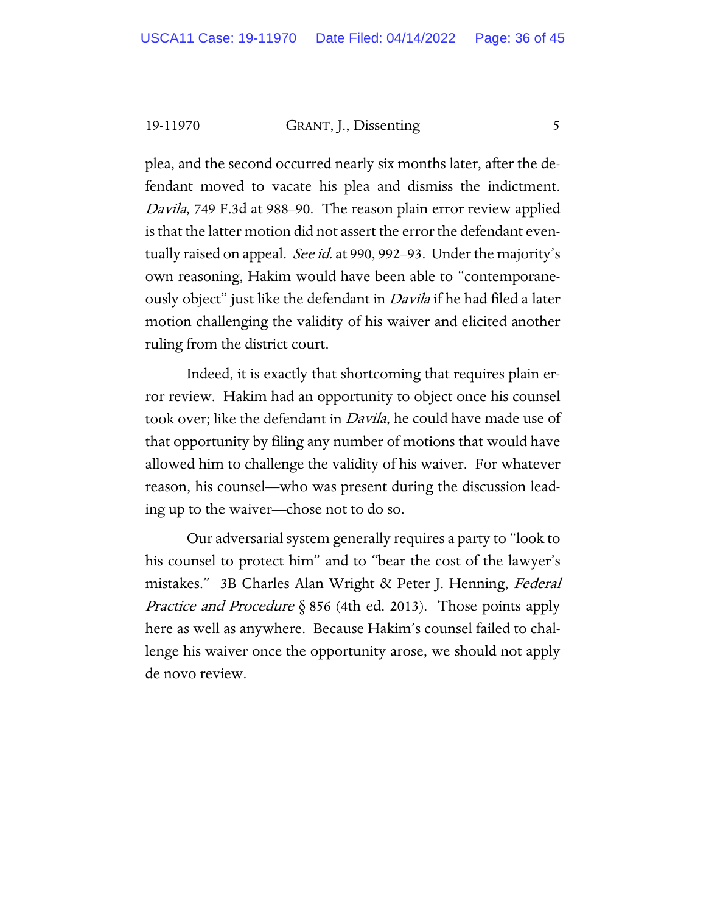plea, and the second occurred nearly six months later, after the defendant moved to vacate his plea and dismiss the indictment. *Davila*, 749 F.3d at 988–90. The reason plain error review applied is that the latter motion did not assert the error the defendant eventually raised on appeal. *See id.* at 990, 992–93. Under the majority's own reasoning, Hakim would have been able to "contemporaneously object" just like the defendant in *Davila* if he had filed a later motion challenging the validity of his waiver and elicited another ruling from the district court.

Indeed, it is exactly that shortcoming that requires plain error review. Hakim had an opportunity to object once his counsel took over; like the defendant in *Davila*, he could have made use of that opportunity by filing any number of motions that would have allowed him to challenge the validity of his waiver. For whatever reason, his counsel—who was present during the discussion leading up to the waiver—chose not to do so.

Our adversarial system generally requires a party to "look to his counsel to protect him" and to "bear the cost of the lawyer's mistakes." 3B Charles Alan Wright & Peter J. Henning, *Federal Practice and Procedure* § 856 (4th ed. 2013). Those points apply here as well as anywhere. Because Hakim's counsel failed to challenge his waiver once the opportunity arose, we should not apply de novo review.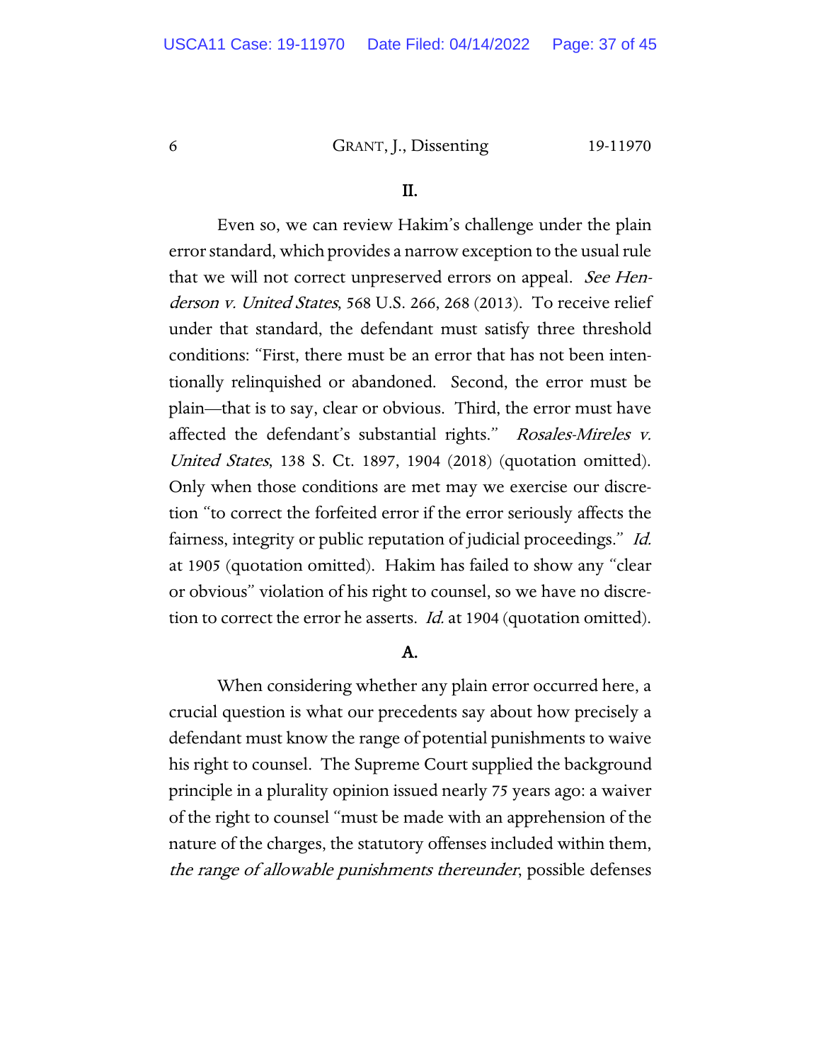## II.

Even so, we can review Hakim's challenge under the plain error standard, which provides a narrow exception to the usual rule that we will not correct unpreserved errors on appeal. *See Henderson v. United States*, 568 U.S. 266, 268 (2013). To receive relief under that standard, the defendant must satisfy three threshold conditions: "First, there must be an error that has not been intentionally relinquished or abandoned. Second, the error must be plain—that is to say, clear or obvious. Third, the error must have affected the defendant's substantial rights." *Rosales-Mireles v. United States*, 138 S. Ct. 1897, 1904 (2018) (quotation omitted). Only when those conditions are met may we exercise our discretion "to correct the forfeited error if the error seriously affects the fairness, integrity or public reputation of judicial proceedings." *Id.* at 1905 (quotation omitted). Hakim has failed to show any "clear or obvious" violation of his right to counsel, so we have no discretion to correct the error he asserts. *Id.* at 1904 (quotation omitted).

### A.

When considering whether any plain error occurred here, a crucial question is what our precedents say about how precisely a defendant must know the range of potential punishments to waive his right to counsel. The Supreme Court supplied the background principle in a plurality opinion issued nearly 75 years ago: a waiver of the right to counsel "must be made with an apprehension of the nature of the charges, the statutory offenses included within them, *the range of allowable punishments thereunder*, possible defenses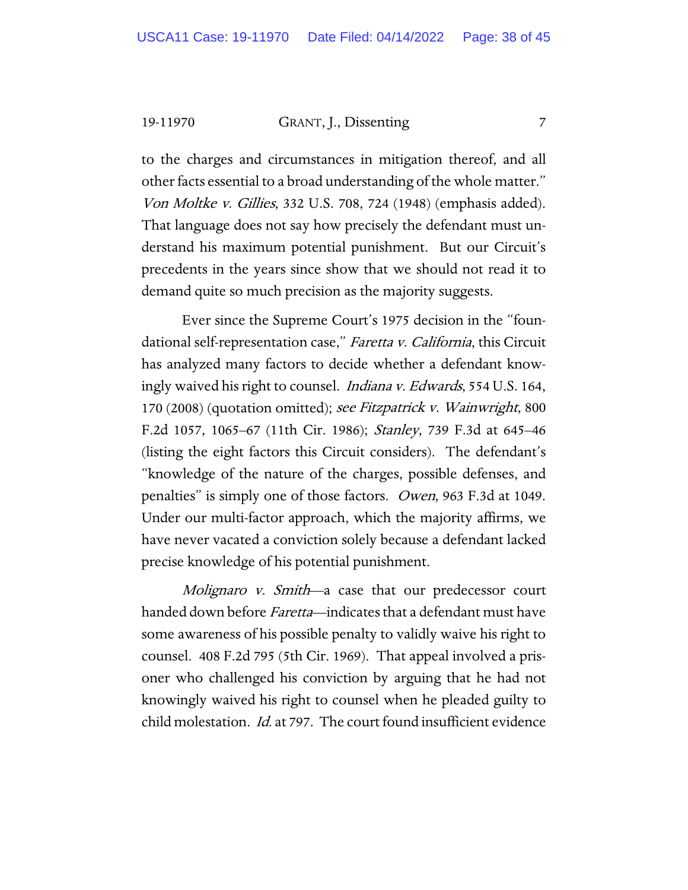to the charges and circumstances in mitigation thereof, and all other facts essential to a broad understanding of the whole matter." *Von Moltke v. Gillies*, 332 U.S. 708, 724 (1948) (emphasis added). That language does not say how precisely the defendant must understand his maximum potential punishment. But our Circuit's precedents in the years since show that we should not read it to demand quite so much precision as the majority suggests.

Ever since the Supreme Court's 1975 decision in the "foundational self-representation case," *Faretta v. California*, this Circuit has analyzed many factors to decide whether a defendant knowingly waived his right to counsel. *Indiana v. Edwards*, 554 U.S. 164, 170 (2008) (quotation omitted); *see Fitzpatrick v. Wainwright*, 800 F.2d 1057, 1065–67 (11th Cir. 1986); *Stanley*, 739 F.3d at 645–46 (listing the eight factors this Circuit considers). The defendant's "knowledge of the nature of the charges, possible defenses, and penalties" is simply one of those factors. *Owen*, 963 F.3d at 1049. Under our multi-factor approach, which the majority affirms, we have never vacated a conviction solely because a defendant lacked precise knowledge of his potential punishment.

*Molignaro v. Smith*—a case that our predecessor court handed down before *Faretta*—indicates that a defendant must have some awareness of his possible penalty to validly waive his right to counsel. 408 F.2d 795 (5th Cir. 1969). That appeal involved a prisoner who challenged his conviction by arguing that he had not knowingly waived his right to counsel when he pleaded guilty to child molestation. *Id.* at 797. The court found insufficient evidence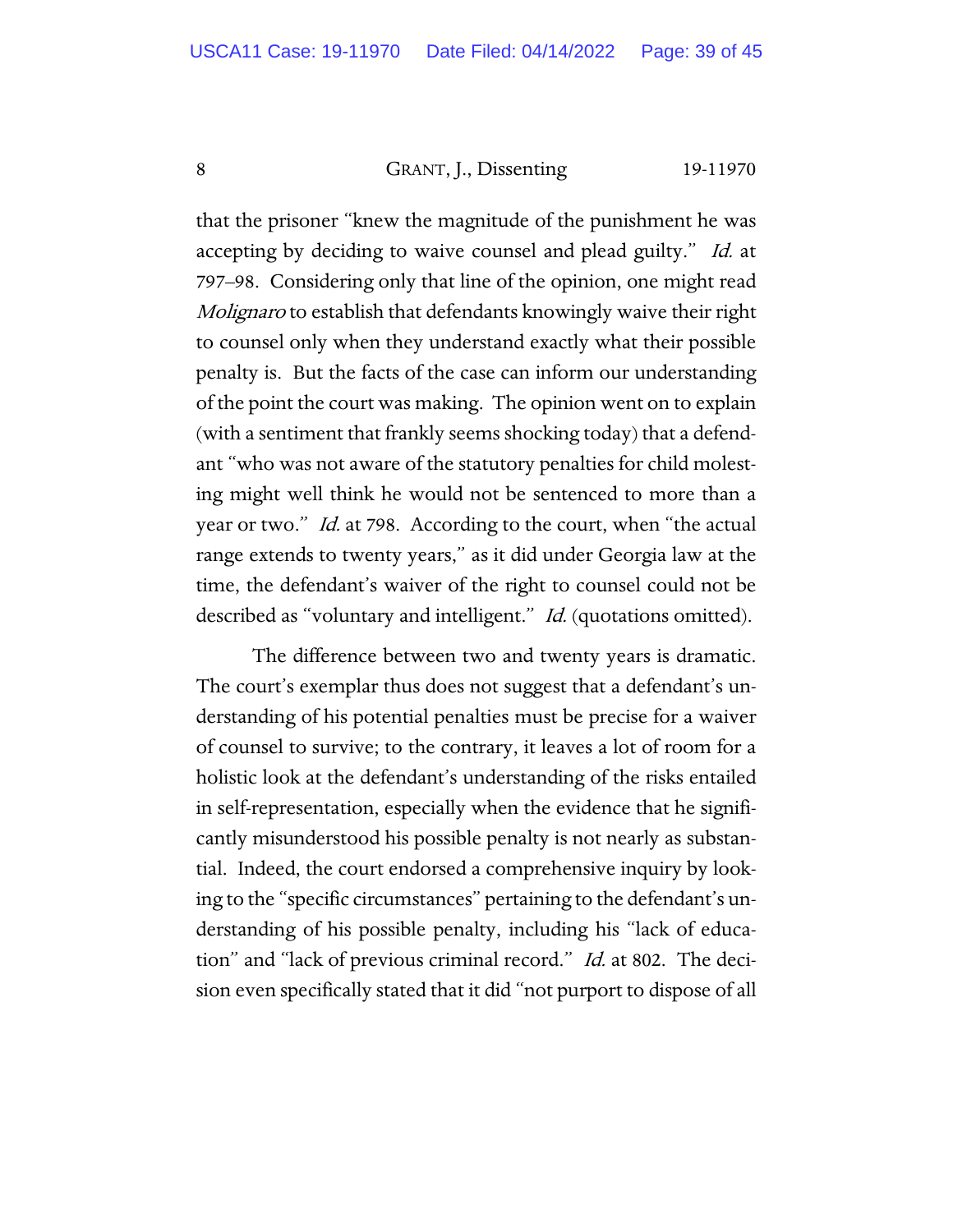that the prisoner "knew the magnitude of the punishment he was accepting by deciding to waive counsel and plead guilty." *Id.* at 797–98. Considering only that line of the opinion, one might read *Molignaro* to establish that defendants knowingly waive their right to counsel only when they understand exactly what their possible penalty is. But the facts of the case can inform our understanding of the point the court was making. The opinion went on to explain (with a sentiment that frankly seems shocking today) that a defendant "who was not aware of the statutory penalties for child molesting might well think he would not be sentenced to more than a year or two." *Id.* at 798. According to the court, when "the actual range extends to twenty years," as it did under Georgia law at the time, the defendant's waiver of the right to counsel could not be described as "voluntary and intelligent." *Id.* (quotations omitted).

The difference between two and twenty years is dramatic. The court's exemplar thus does not suggest that a defendant's understanding of his potential penalties must be precise for a waiver of counsel to survive; to the contrary, it leaves a lot of room for a holistic look at the defendant's understanding of the risks entailed in self-representation, especially when the evidence that he significantly misunderstood his possible penalty is not nearly as substantial. Indeed, the court endorsed a comprehensive inquiry by looking to the "specific circumstances" pertaining to the defendant's understanding of his possible penalty, including his "lack of education" and "lack of previous criminal record." *Id.* at 802. The decision even specifically stated that it did "not purport to dispose of all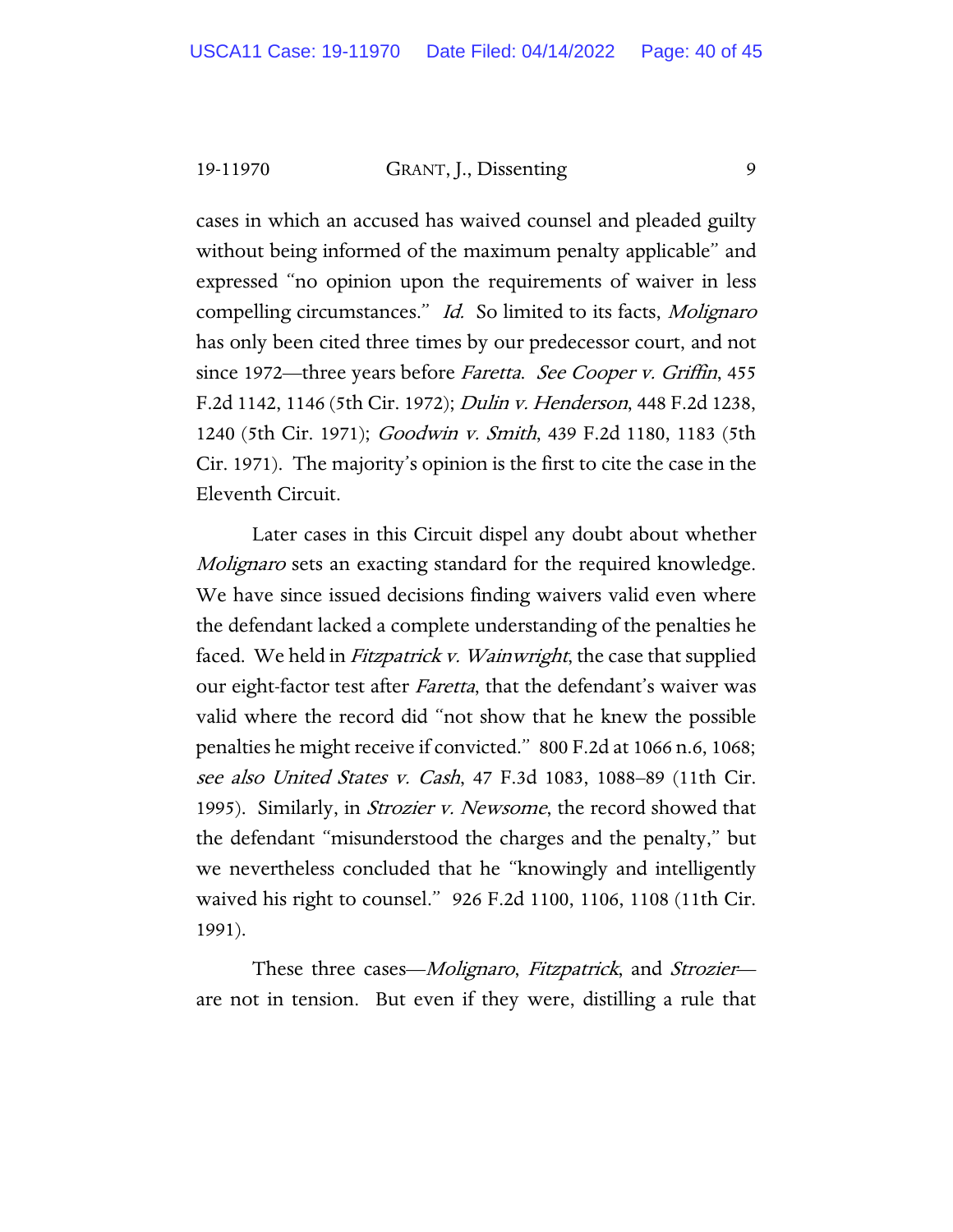cases in which an accused has waived counsel and pleaded guilty without being informed of the maximum penalty applicable" and expressed "no opinion upon the requirements of waiver in less compelling circumstances." *Id.* So limited to its facts, *Molignaro* has only been cited three times by our predecessor court, and not since 1972—three years before *Faretta*. *See Cooper v. Griffin*, 455 F.2d 1142, 1146 (5th Cir. 1972); *Dulin v. Henderson*, 448 F.2d 1238, 1240 (5th Cir. 1971); *Goodwin v. Smith*, 439 F.2d 1180, 1183 (5th Cir. 1971). The majority's opinion is the first to cite the case in the Eleventh Circuit.

Later cases in this Circuit dispel any doubt about whether *Molignaro* sets an exacting standard for the required knowledge. We have since issued decisions finding waivers valid even where the defendant lacked a complete understanding of the penalties he faced. We held in *Fitzpatrick v. Wainwright*, the case that supplied our eight-factor test after *Faretta*, that the defendant's waiver was valid where the record did "not show that he knew the possible penalties he might receive if convicted." 800 F.2d at 1066 n.6, 1068; *see also United States v. Cash*, 47 F.3d 1083, 1088–89 (11th Cir. 1995). Similarly, in *Strozier v. Newsome*, the record showed that the defendant "misunderstood the charges and the penalty," but we nevertheless concluded that he "knowingly and intelligently waived his right to counsel." 926 F.2d 1100, 1106, 1108 (11th Cir. 1991).

These three cases—*Molignaro*, *Fitzpatrick*, and *Strozier*—are not in tension. But even if they were, distilling a rule that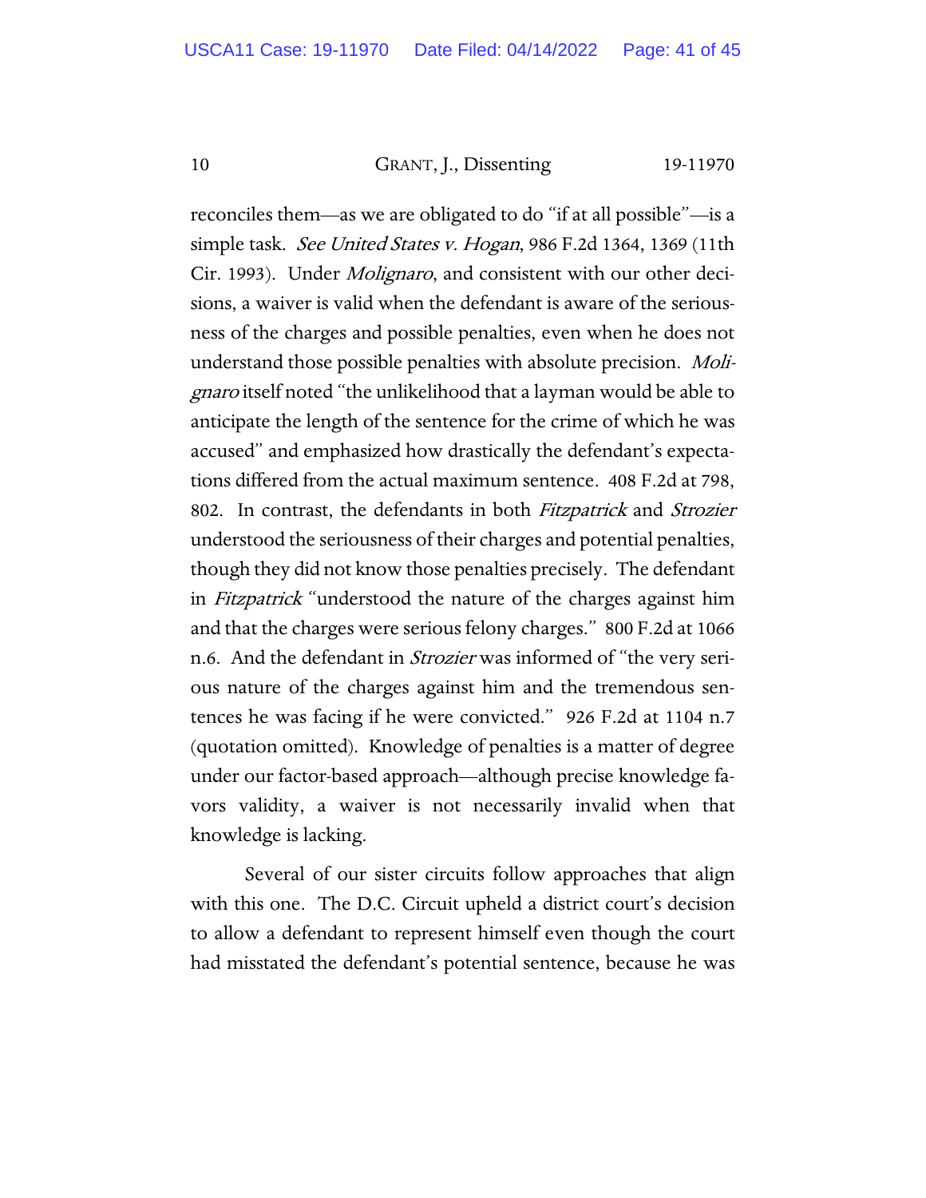reconciles them—as we are obligated to do "if at all possible"—is a simple task. *See United States v. Hogan*, 986 F.2d 1364, 1369 (11th Cir. 1993). Under *Molignaro*, and consistent with our other decisions, a waiver is valid when the defendant is aware of the seriousness of the charges and possible penalties, even when he does not understand those possible penalties with absolute precision. *Molignaro* itself noted "the unlikelihood that a layman would be able to anticipate the length of the sentence for the crime of which he was accused" and emphasized how drastically the defendant's expectations differed from the actual maximum sentence. 408 F.2d at 798, 802. In contrast, the defendants in both *Fitzpatrick* and *Strozier* understood the seriousness of their charges and potential penalties, though they did not know those penalties precisely. The defendant in *Fitzpatrick* "understood the nature of the charges against him and that the charges were serious felony charges." 800 F.2d at 1066 n.6. And the defendant in *Strozier* was informed of "the very serious nature of the charges against him and the tremendous sentences he was facing if he were convicted." 926 F.2d at 1104 n.7 (quotation omitted). Knowledge of penalties is a matter of degree under our factor-based approach—although precise knowledge favors validity, a waiver is not necessarily invalid when that knowledge is lacking.

Several of our sister circuits follow approaches that align with this one. The D.C. Circuit upheld a district court's decision to allow a defendant to represent himself even though the court had misstated the defendant's potential sentence, because he was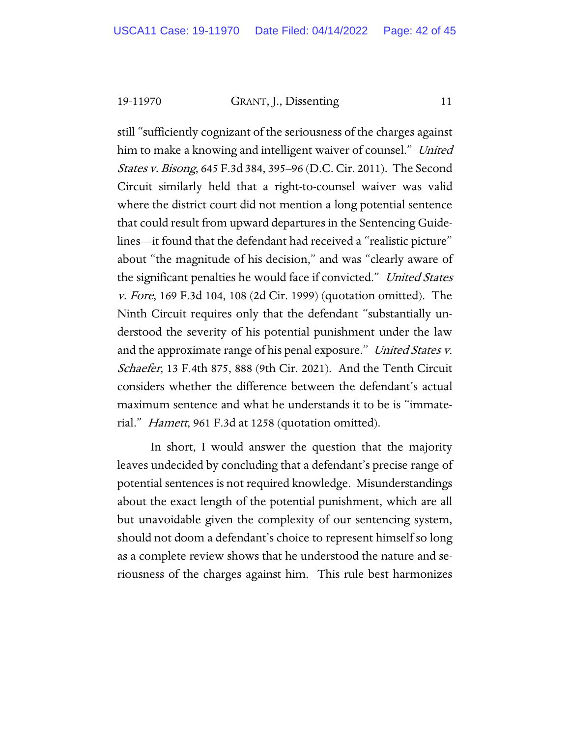still "sufficiently cognizant of the seriousness of the charges against him to make a knowing and intelligent waiver of counsel." *United States v. Bisong*, 645 F.3d 384, 395–96 (D.C. Cir. 2011). The Second Circuit similarly held that a right-to-counsel waiver was valid where the district court did not mention a long potential sentence that could result from upward departures in the Sentencing Guidelines—it found that the defendant had received a "realistic picture" about "the magnitude of his decision," and was "clearly aware of the significant penalties he would face if convicted." *United States v. Fore*, 169 F.3d 104, 108 (2d Cir. 1999) (quotation omitted). The Ninth Circuit requires only that the defendant "substantially understood the severity of his potential punishment under the law and the approximate range of his penal exposure." *United States v. Schaefer*, 13 F.4th 875, 888 (9th Cir. 2021). And the Tenth Circuit considers whether the difference between the defendant's actual maximum sentence and what he understands it to be is "immaterial." *Hamett*, 961 F.3d at 1258 (quotation omitted).

In short, I would answer the question that the majority leaves undecided by concluding that a defendant's precise range of potential sentences is not required knowledge. Misunderstandings about the exact length of the potential punishment, which are all but unavoidable given the complexity of our sentencing system, should not doom a defendant's choice to represent himself so long as a complete review shows that he understood the nature and seriousness of the charges against him. This rule best harmonizes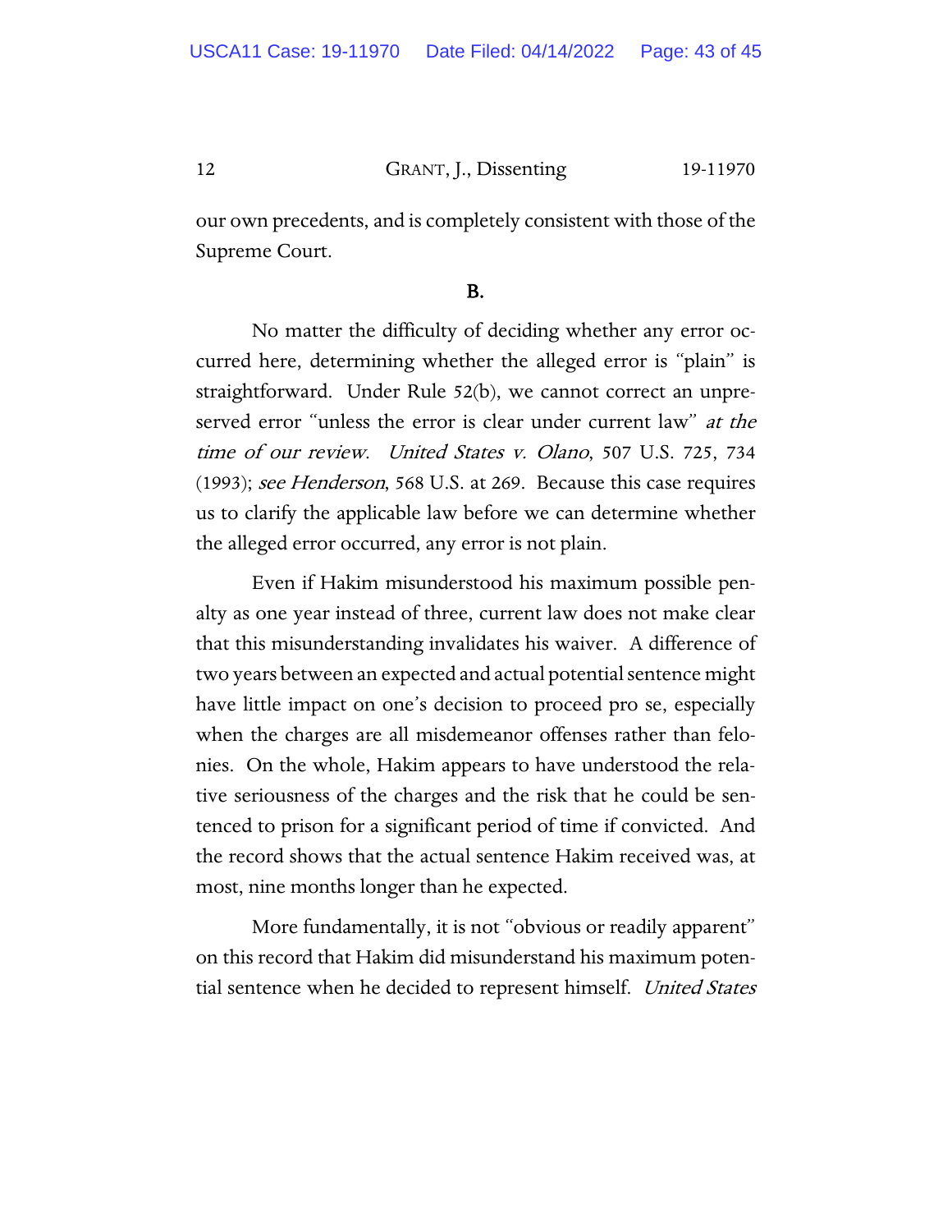our own precedents, and is completely consistent with those of the Supreme Court.

**B.**

No matter the difficulty of deciding whether any error occurred here, determining whether the alleged error is "plain" is straightforward. Under Rule 52(b), we cannot correct an unpreserved error "unless the error is clear under current law" *at the time of our review*. *United States v. Olano*, 507 U.S. 725, 734 (1993); *see Henderson*, 568 U.S. at 269. Because this case requires us to clarify the applicable law before we can determine whether the alleged error occurred, any error is not plain.

Even if Hakim misunderstood his maximum possible penalty as one year instead of three, current law does not make clear that this misunderstanding invalidates his waiver. A difference of two years between an expected and actual potential sentence might have little impact on one's decision to proceed pro se, especially when the charges are all misdemeanor offenses rather than felonies. On the whole, Hakim appears to have understood the relative seriousness of the charges and the risk that he could be sentenced to prison for a significant period of time if convicted. And the record shows that the actual sentence Hakim received was, at most, nine months longer than he expected.

More fundamentally, it is not "obvious or readily apparent" on this record that Hakim did misunderstand his maximum potential sentence when he decided to represent himself. *United States*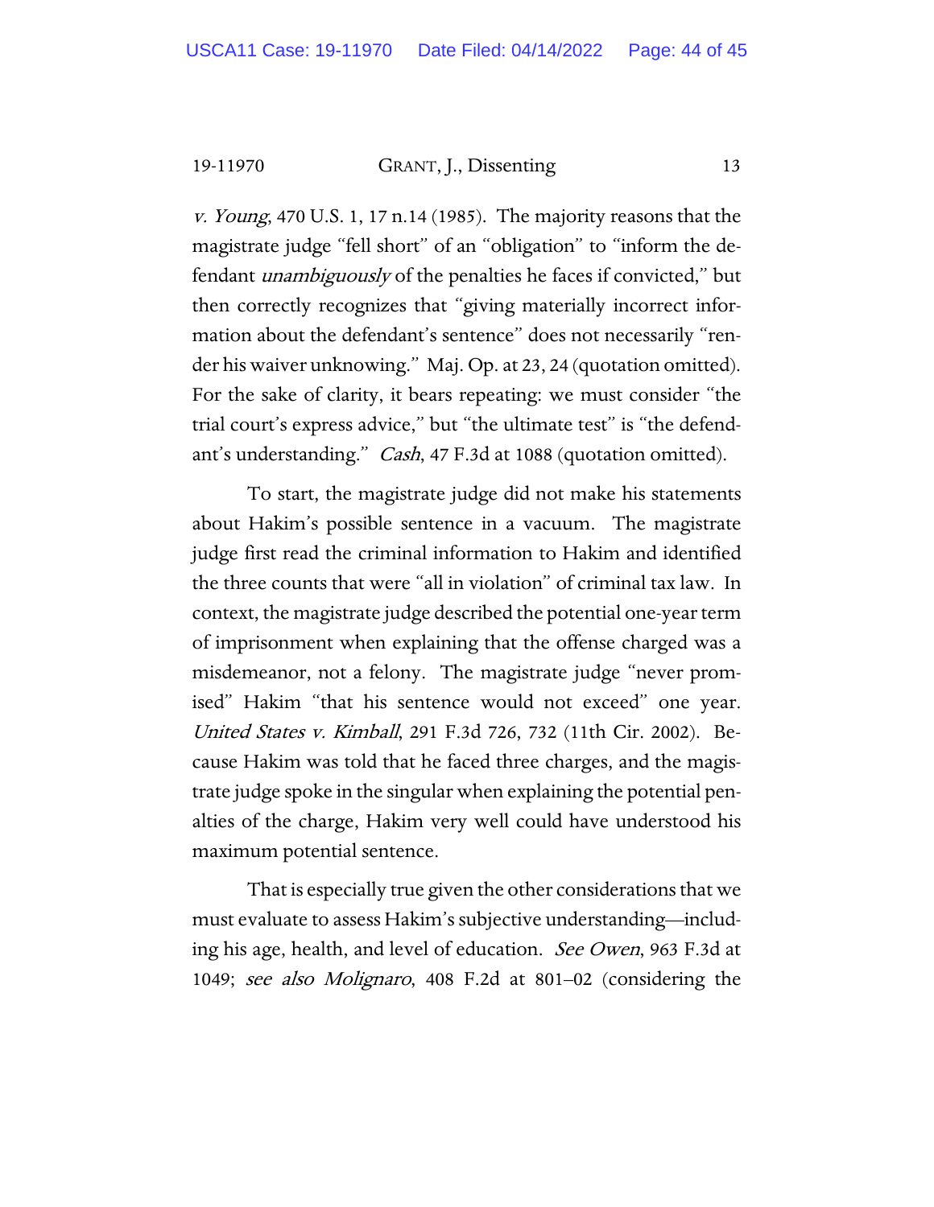*v. Young*, 470 U.S. 1, 17 n.14 (1985). The majority reasons that the magistrate judge "fell short" of an "obligation" to "inform the defendant *unambiguously* of the penalties he faces if convicted," but then correctly recognizes that "giving materially incorrect information about the defendant's sentence" does not necessarily "render his waiver unknowing." Maj. Op. at 23, 24 (quotation omitted). For the sake of clarity, it bears repeating: we must consider "the trial court's express advice," but "the ultimate test" is "the defendant's understanding." *Cash*, 47 F.3d at 1088 (quotation omitted).

To start, the magistrate judge did not make his statements about Hakim's possible sentence in a vacuum. The magistrate judge first read the criminal information to Hakim and identified the three counts that were "all in violation" of criminal tax law. In context, the magistrate judge described the potential one-year term of imprisonment when explaining that the offense charged was a misdemeanor, not a felony. The magistrate judge "never promised" Hakim "that his sentence would not exceed" one year. *United States v. Kimball*, 291 F.3d 726, 732 (11th Cir. 2002). Because Hakim was told that he faced three charges, and the magistrate judge spoke in the singular when explaining the potential penalties of the charge, Hakim very well could have understood his maximum potential sentence.

That is especially true given the other considerations that we must evaluate to assess Hakim's subjective understanding—including his age, health, and level of education. *See Owen*, 963 F.3d at 1049; *see also Molignaro*, 408 F.2d at 801–02 (considering the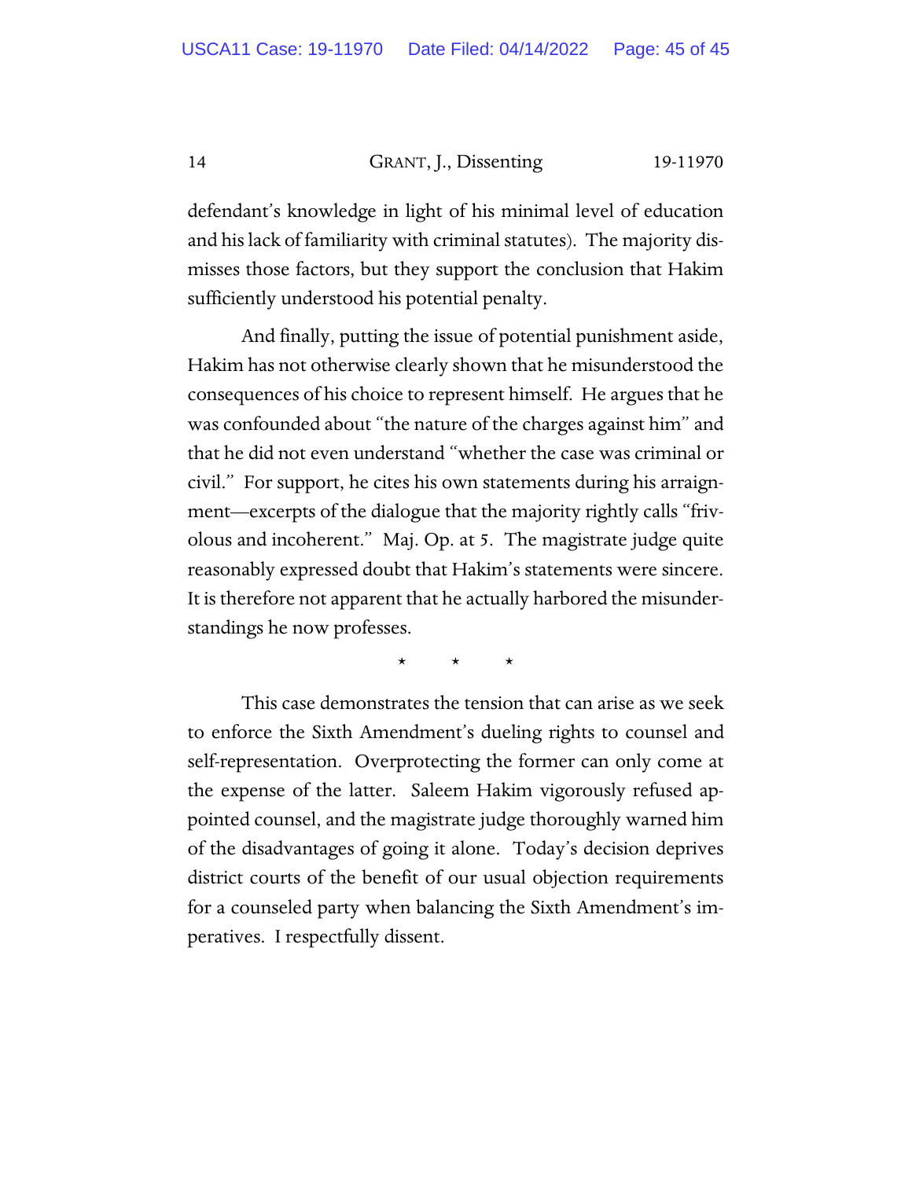defendant's knowledge in light of his minimal level of education and his lack of familiarity with criminal statutes). The majority dismisses those factors, but they support the conclusion that Hakim sufficiently understood his potential penalty.

And finally, putting the issue of potential punishment aside, Hakim has not otherwise clearly shown that he misunderstood the consequences of his choice to represent himself. He argues that he was confounded about "the nature of the charges against him" and that he did not even understand "whether the case was criminal or civil." For support, he cites his own statements during his arraignment—excerpts of the dialogue that the majority rightly calls "frivolous and incoherent." Maj. Op. at 5. The magistrate judge quite reasonably expressed doubt that Hakim's statements were sincere. It is therefore not apparent that he actually harbored the misunderstandings he now professes.

\* \* \*

This case demonstrates the tension that can arise as we seek to enforce the Sixth Amendment's dueling rights to counsel and self-representation. Overprotecting the former can only come at the expense of the latter. Saleem Hakim vigorously refused appointed counsel, and the magistrate judge thoroughly warned him of the disadvantages of going it alone. Today's decision deprives district courts of the benefit of our usual objection requirements for a counseled party when balancing the Sixth Amendment's imperatives. I respectfully dissent.